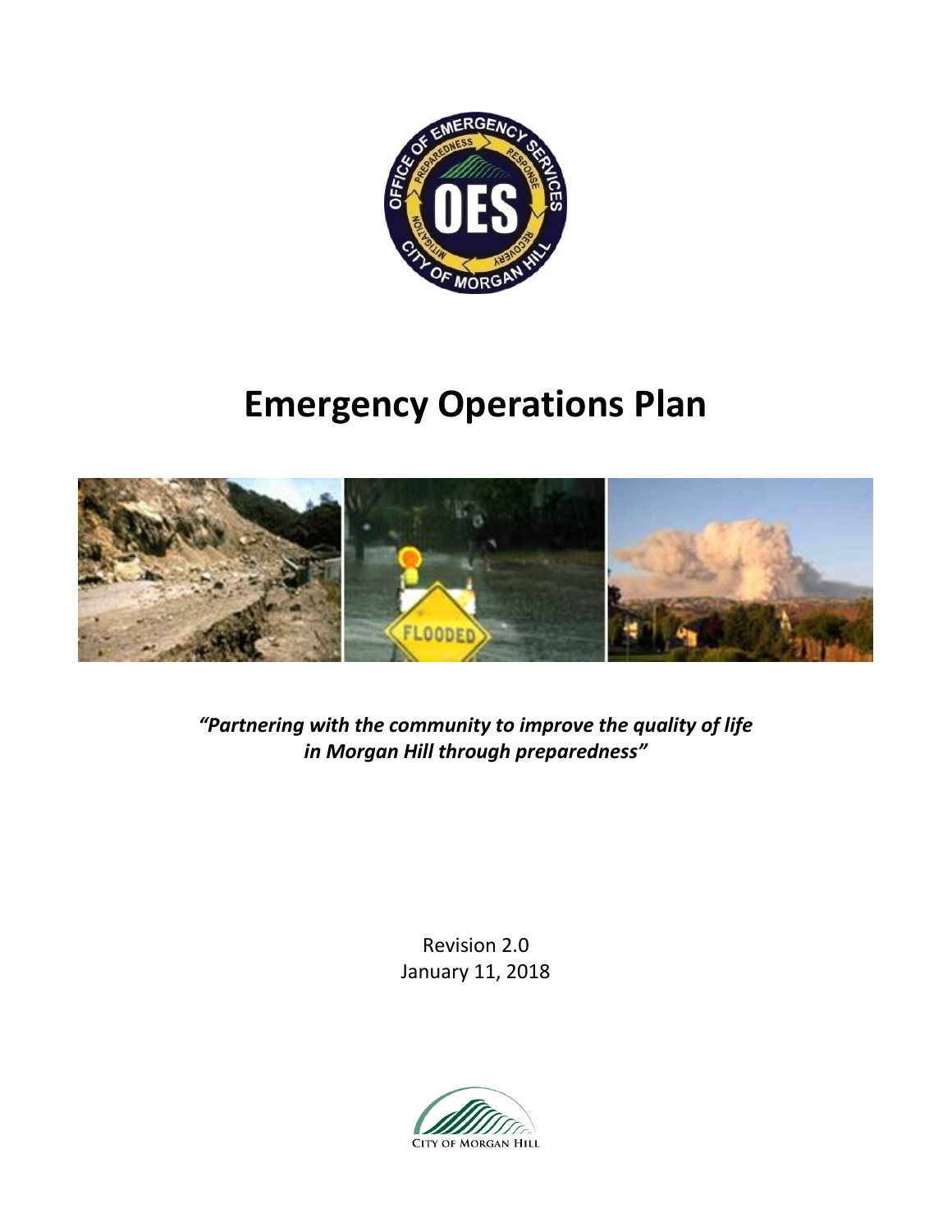# Emergency Operations Plan

***"Partnering with the community to improve the quality of life in Morgan Hill through preparedness"***

Revision 2.0
January 11, 2018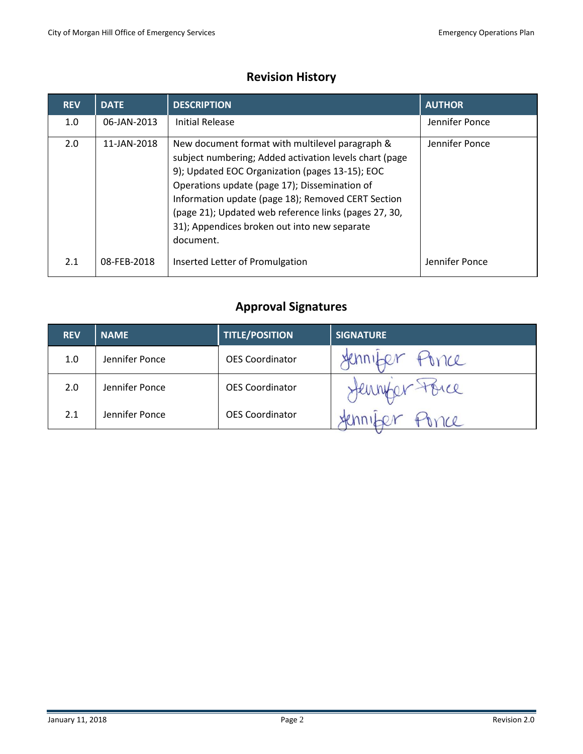## Revision History

| REV | DATE | DESCRIPTION | AUTHOR |
|---|---|---|---|
| 1.0 | 06-JAN-2013 | Initial Release | Jennifer Ponce |
| 2.0 | 11-JAN-2018 | New document format with multilevel paragraph & subject numbering; Added activation levels chart (page 9); Updated EOC Organization (pages 13-15); EOC Operations update (page 17); Dissemination of Information update (page 18); Removed CERT Section (page 21); Updated web reference links (pages 27, 30, 31); Appendices broken out into new separate document. | Jennifer Ponce |
| 2.1 | 08-FEB-2018 | Inserted Letter of Promulgation | Jennifer Ponce |

## Approval Signatures

| REV | NAME | TITLE/POSITION | SIGNATURE |
|---|---|---|---|
| 1.0 | Jennifer Ponce | OES Coordinator | Jennifer Ponce |
| 2.0 | Jennifer Ponce | OES Coordinator | Jennifer Ponce |
| 2.1 | Jennifer Ponce | OES Coordinator | Jennifer Ponce |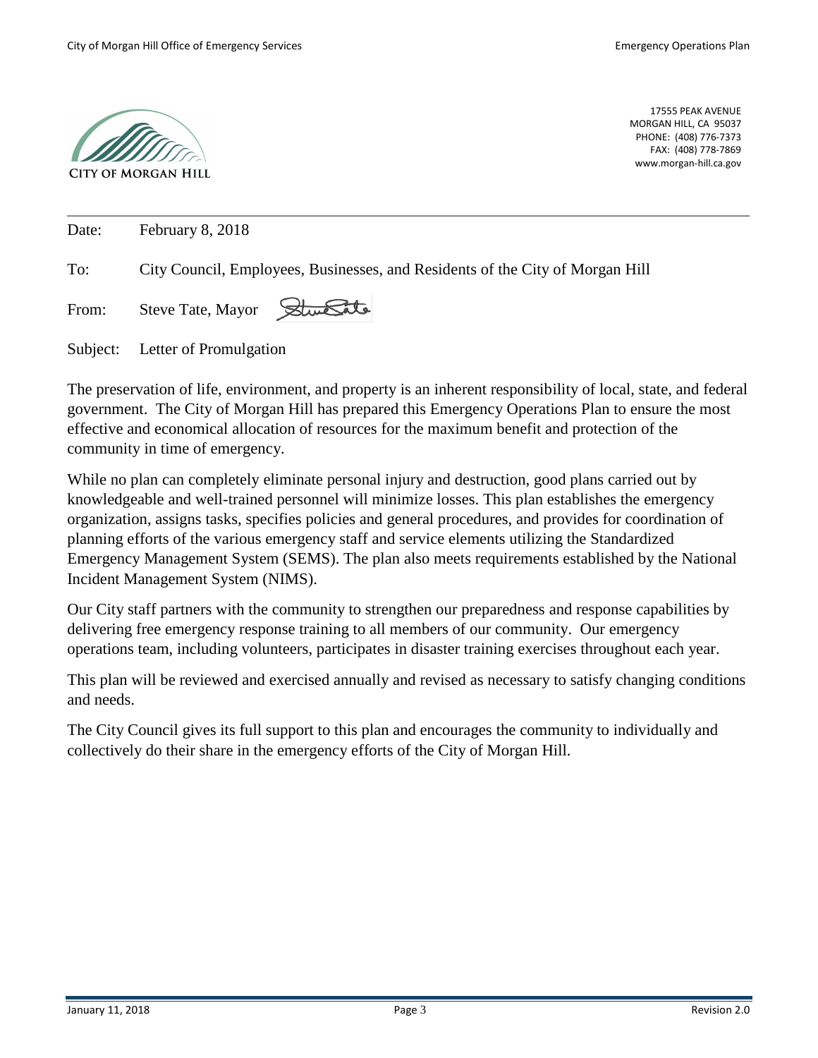CITY OF MORGAN HILL

17555 PEAK AVENUE
MORGAN HILL, CA 95037
PHONE: (408) 776-7373
FAX: (408) 778-7869
www.morgan-hill.ca.gov

---

Date: February 8, 2018

To: City Council, Employees, Businesses, and Residents of the City of Morgan Hill

From: Steve Tate, Mayor

Subject: Letter of Promulgation

The preservation of life, environment, and property is an inherent responsibility of local, state, and federal government. The City of Morgan Hill has prepared this Emergency Operations Plan to ensure the most effective and economical allocation of resources for the maximum benefit and protection of the community in time of emergency.

While no plan can completely eliminate personal injury and destruction, good plans carried out by knowledgeable and well-trained personnel will minimize losses. This plan establishes the emergency organization, assigns tasks, specifies policies and general procedures, and provides for coordination of planning efforts of the various emergency staff and service elements utilizing the Standardized Emergency Management System (SEMS). The plan also meets requirements established by the National Incident Management System (NIMS).

Our City staff partners with the community to strengthen our preparedness and response capabilities by delivering free emergency response training to all members of our community. Our emergency operations team, including volunteers, participates in disaster training exercises throughout each year.

This plan will be reviewed and exercised annually and revised as necessary to satisfy changing conditions and needs.

The City Council gives its full support to this plan and encourages the community to individually and collectively do their share in the emergency efforts of the City of Morgan Hill.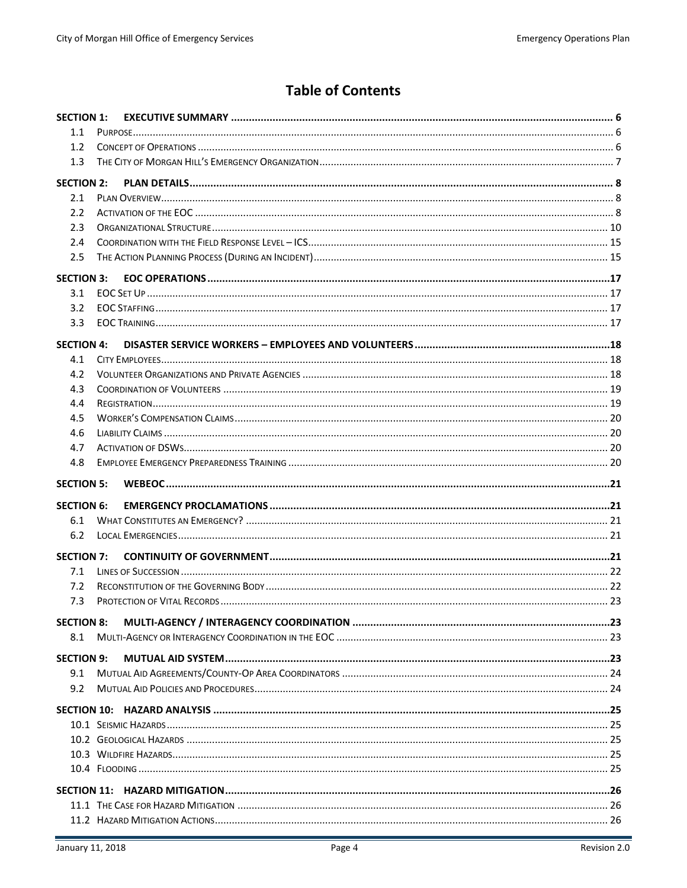# Table of Contents

**SECTION 1: EXECUTIVE SUMMARY** .......... 6
- 1.1 PURPOSE .......... 6
- 1.2 CONCEPT OF OPERATIONS .......... 6
- 1.3 THE CITY OF MORGAN HILL'S EMERGENCY ORGANIZATION .......... 7

**SECTION 2: PLAN DETAILS** .......... 8
- 2.1 PLAN OVERVIEW .......... 8
- 2.2 ACTIVATION OF THE EOC .......... 8
- 2.3 ORGANIZATIONAL STRUCTURE .......... 10
- 2.4 COORDINATION WITH THE FIELD RESPONSE LEVEL – ICS .......... 15
- 2.5 THE ACTION PLANNING PROCESS (DURING AN INCIDENT) .......... 15

**SECTION 3: EOC OPERATIONS** .......... 17
- 3.1 EOC SET UP .......... 17
- 3.2 EOC STAFFING .......... 17
- 3.3 EOC TRAINING .......... 17

**SECTION 4: DISASTER SERVICE WORKERS – EMPLOYEES AND VOLUNTEERS** .......... 18
- 4.1 CITY EMPLOYEES .......... 18
- 4.2 VOLUNTEER ORGANIZATIONS AND PRIVATE AGENCIES .......... 18
- 4.3 COORDINATION OF VOLUNTEERS .......... 19
- 4.4 REGISTRATION .......... 19
- 4.5 WORKER'S COMPENSATION CLAIMS .......... 20
- 4.6 LIABILITY CLAIMS .......... 20
- 4.7 ACTIVATION OF DSWS .......... 20
- 4.8 EMPLOYEE EMERGENCY PREPAREDNESS TRAINING .......... 20

**SECTION 5: WEBEOC** .......... 21

**SECTION 6: EMERGENCY PROCLAMATIONS** .......... 21
- 6.1 WHAT CONSTITUTES AN EMERGENCY? .......... 21
- 6.2 LOCAL EMERGENCIES .......... 21

**SECTION 7: CONTINUITY OF GOVERNMENT** .......... 21
- 7.1 LINES OF SUCCESSION .......... 22
- 7.2 RECONSTITUTION OF THE GOVERNING BODY .......... 22
- 7.3 PROTECTION OF VITAL RECORDS .......... 23

**SECTION 8: MULTI-AGENCY / INTERAGENCY COORDINATION** .......... 23
- 8.1 MULTI-AGENCY OR INTERAGENCY COORDINATION IN THE EOC .......... 23

**SECTION 9: MUTUAL AID SYSTEM** .......... 23
- 9.1 MUTUAL AID AGREEMENTS/COUNTY-OP AREA COORDINATORS .......... 24
- 9.2 MUTUAL AID POLICIES AND PROCEDURES .......... 24

**SECTION 10: HAZARD ANALYSIS** .......... 25
- 10.1 SEISMIC HAZARDS .......... 25
- 10.2 GEOLOGICAL HAZARDS .......... 25
- 10.3 WILDFIRE HAZARDS .......... 25
- 10.4 FLOODING .......... 25

**SECTION 11: HAZARD MITIGATION** .......... 26
- 11.1 THE CASE FOR HAZARD MITIGATION .......... 26
- 11.2 HAZARD MITIGATION ACTIONS .......... 26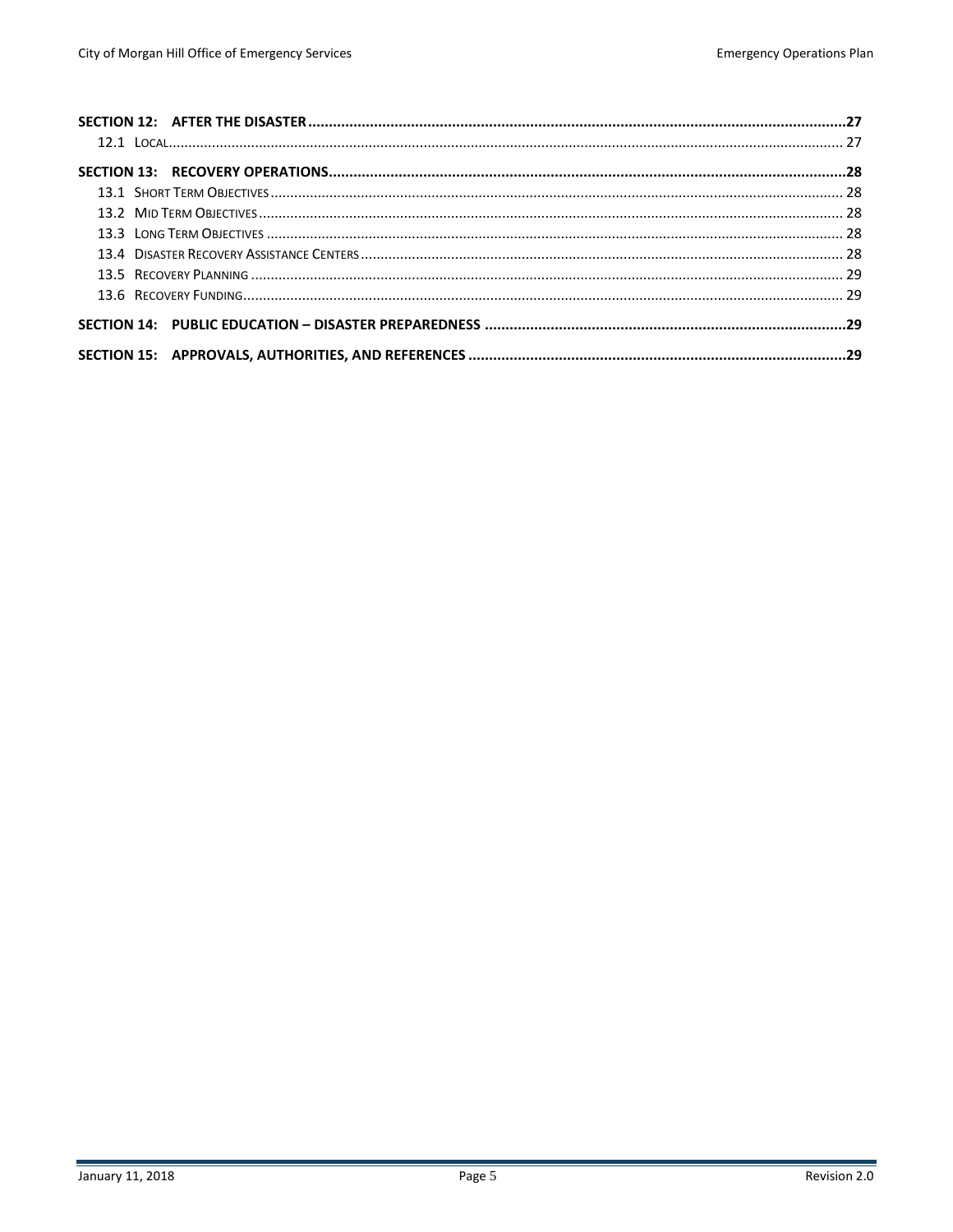**SECTION 12: AFTER THE DISASTER** .......... **27**

12.1 LOCAL .......... 27

**SECTION 13: RECOVERY OPERATIONS** .......... **28**

13.1 SHORT TERM OBJECTIVES .......... 28

13.2 MID TERM OBJECTIVES .......... 28

13.3 LONG TERM OBJECTIVES .......... 28

13.4 DISASTER RECOVERY ASSISTANCE CENTERS .......... 28

13.5 RECOVERY PLANNING .......... 29

13.6 RECOVERY FUNDING .......... 29

**SECTION 14: PUBLIC EDUCATION – DISASTER PREPAREDNESS** .......... **29**

**SECTION 15: APPROVALS, AUTHORITIES, AND REFERENCES** .......... **29**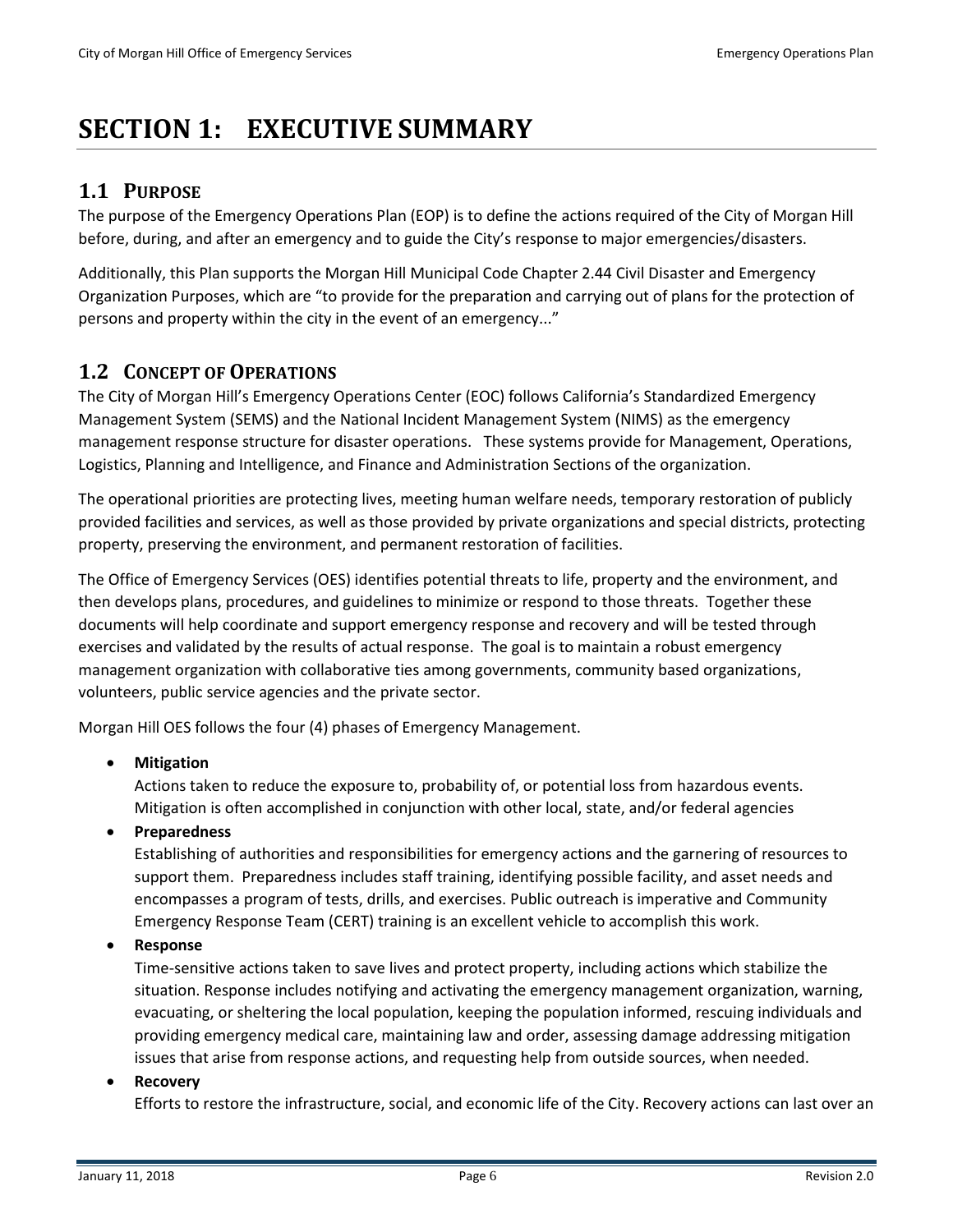# SECTION 1: EXECUTIVE SUMMARY

## 1.1 Purpose

The purpose of the Emergency Operations Plan (EOP) is to define the actions required of the City of Morgan Hill before, during, and after an emergency and to guide the City's response to major emergencies/disasters.

Additionally, this Plan supports the Morgan Hill Municipal Code Chapter 2.44 Civil Disaster and Emergency Organization Purposes, which are "to provide for the preparation and carrying out of plans for the protection of persons and property within the city in the event of an emergency..."

## 1.2 Concept of Operations

The City of Morgan Hill's Emergency Operations Center (EOC) follows California's Standardized Emergency Management System (SEMS) and the National Incident Management System (NIMS) as the emergency management response structure for disaster operations. These systems provide for Management, Operations, Logistics, Planning and Intelligence, and Finance and Administration Sections of the organization.

The operational priorities are protecting lives, meeting human welfare needs, temporary restoration of publicly provided facilities and services, as well as those provided by private organizations and special districts, protecting property, preserving the environment, and permanent restoration of facilities.

The Office of Emergency Services (OES) identifies potential threats to life, property and the environment, and then develops plans, procedures, and guidelines to minimize or respond to those threats. Together these documents will help coordinate and support emergency response and recovery and will be tested through exercises and validated by the results of actual response. The goal is to maintain a robust emergency management organization with collaborative ties among governments, community based organizations, volunteers, public service agencies and the private sector.

Morgan Hill OES follows the four (4) phases of Emergency Management.

- **Mitigation**
  Actions taken to reduce the exposure to, probability of, or potential loss from hazardous events. Mitigation is often accomplished in conjunction with other local, state, and/or federal agencies
- **Preparedness**
  Establishing of authorities and responsibilities for emergency actions and the garnering of resources to support them. Preparedness includes staff training, identifying possible facility, and asset needs and encompasses a program of tests, drills, and exercises. Public outreach is imperative and Community Emergency Response Team (CERT) training is an excellent vehicle to accomplish this work.
- **Response**
  Time-sensitive actions taken to save lives and protect property, including actions which stabilize the situation. Response includes notifying and activating the emergency management organization, warning, evacuating, or sheltering the local population, keeping the population informed, rescuing individuals and providing emergency medical care, maintaining law and order, assessing damage addressing mitigation issues that arise from response actions, and requesting help from outside sources, when needed.
- **Recovery**
  Efforts to restore the infrastructure, social, and economic life of the City. Recovery actions can last over an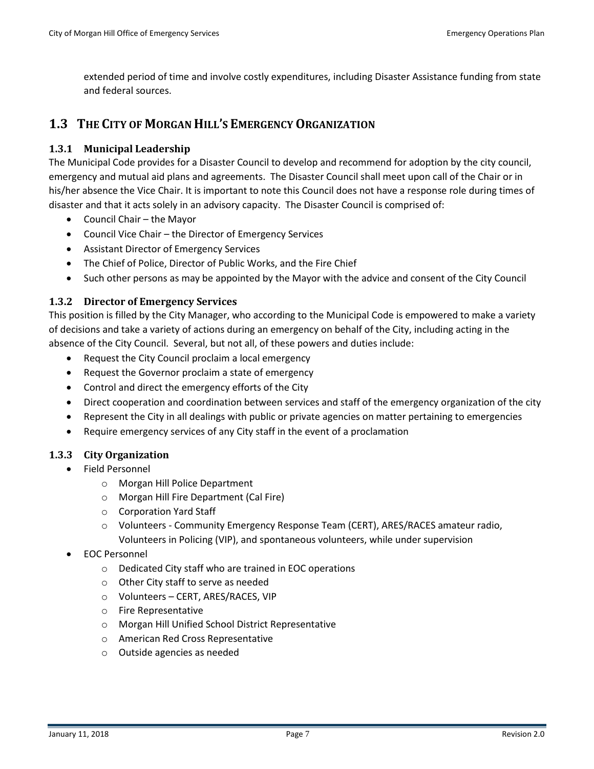extended period of time and involve costly expenditures, including Disaster Assistance funding from state and federal sources.

## 1.3 The City of Morgan Hill's Emergency Organization

### 1.3.1 Municipal Leadership

The Municipal Code provides for a Disaster Council to develop and recommend for adoption by the city council, emergency and mutual aid plans and agreements. The Disaster Council shall meet upon call of the Chair or in his/her absence the Vice Chair. It is important to note this Council does not have a response role during times of disaster and that it acts solely in an advisory capacity. The Disaster Council is comprised of:

- Council Chair – the Mayor
- Council Vice Chair – the Director of Emergency Services
- Assistant Director of Emergency Services
- The Chief of Police, Director of Public Works, and the Fire Chief
- Such other persons as may be appointed by the Mayor with the advice and consent of the City Council

### 1.3.2 Director of Emergency Services

This position is filled by the City Manager, who according to the Municipal Code is empowered to make a variety of decisions and take a variety of actions during an emergency on behalf of the City, including acting in the absence of the City Council. Several, but not all, of these powers and duties include:

- Request the City Council proclaim a local emergency
- Request the Governor proclaim a state of emergency
- Control and direct the emergency efforts of the City
- Direct cooperation and coordination between services and staff of the emergency organization of the city
- Represent the City in all dealings with public or private agencies on matter pertaining to emergencies
- Require emergency services of any City staff in the event of a proclamation

### 1.3.3 City Organization

- Field Personnel
  - Morgan Hill Police Department
  - Morgan Hill Fire Department (Cal Fire)
  - Corporation Yard Staff
  - Volunteers - Community Emergency Response Team (CERT), ARES/RACES amateur radio, Volunteers in Policing (VIP), and spontaneous volunteers, while under supervision
- EOC Personnel
  - Dedicated City staff who are trained in EOC operations
  - Other City staff to serve as needed
  - Volunteers – CERT, ARES/RACES, VIP
  - Fire Representative
  - Morgan Hill Unified School District Representative
  - American Red Cross Representative
  - Outside agencies as needed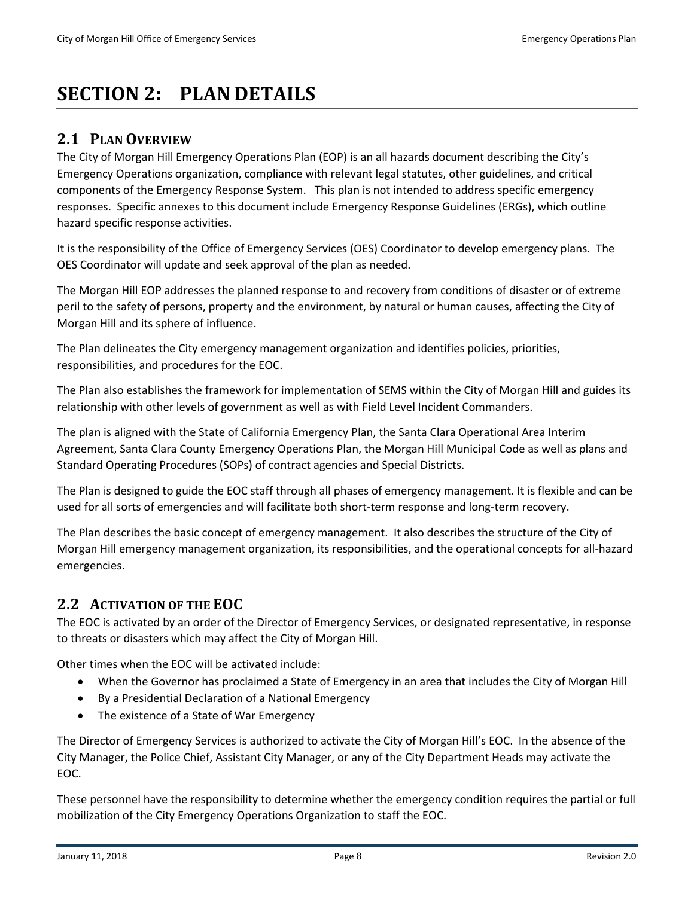# SECTION 2: PLAN DETAILS

## 2.1 PLAN OVERVIEW

The City of Morgan Hill Emergency Operations Plan (EOP) is an all hazards document describing the City's Emergency Operations organization, compliance with relevant legal statutes, other guidelines, and critical components of the Emergency Response System. This plan is not intended to address specific emergency responses. Specific annexes to this document include Emergency Response Guidelines (ERGs), which outline hazard specific response activities.

It is the responsibility of the Office of Emergency Services (OES) Coordinator to develop emergency plans. The OES Coordinator will update and seek approval of the plan as needed.

The Morgan Hill EOP addresses the planned response to and recovery from conditions of disaster or of extreme peril to the safety of persons, property and the environment, by natural or human causes, affecting the City of Morgan Hill and its sphere of influence.

The Plan delineates the City emergency management organization and identifies policies, priorities, responsibilities, and procedures for the EOC.

The Plan also establishes the framework for implementation of SEMS within the City of Morgan Hill and guides its relationship with other levels of government as well as with Field Level Incident Commanders.

The plan is aligned with the State of California Emergency Plan, the Santa Clara Operational Area Interim Agreement, Santa Clara County Emergency Operations Plan, the Morgan Hill Municipal Code as well as plans and Standard Operating Procedures (SOPs) of contract agencies and Special Districts.

The Plan is designed to guide the EOC staff through all phases of emergency management. It is flexible and can be used for all sorts of emergencies and will facilitate both short-term response and long-term recovery.

The Plan describes the basic concept of emergency management. It also describes the structure of the City of Morgan Hill emergency management organization, its responsibilities, and the operational concepts for all-hazard emergencies.

## 2.2 ACTIVATION OF THE EOC

The EOC is activated by an order of the Director of Emergency Services, or designated representative, in response to threats or disasters which may affect the City of Morgan Hill.

Other times when the EOC will be activated include:

- When the Governor has proclaimed a State of Emergency in an area that includes the City of Morgan Hill
- By a Presidential Declaration of a National Emergency
- The existence of a State of War Emergency

The Director of Emergency Services is authorized to activate the City of Morgan Hill's EOC. In the absence of the City Manager, the Police Chief, Assistant City Manager, or any of the City Department Heads may activate the EOC.

These personnel have the responsibility to determine whether the emergency condition requires the partial or full mobilization of the City Emergency Operations Organization to staff the EOC.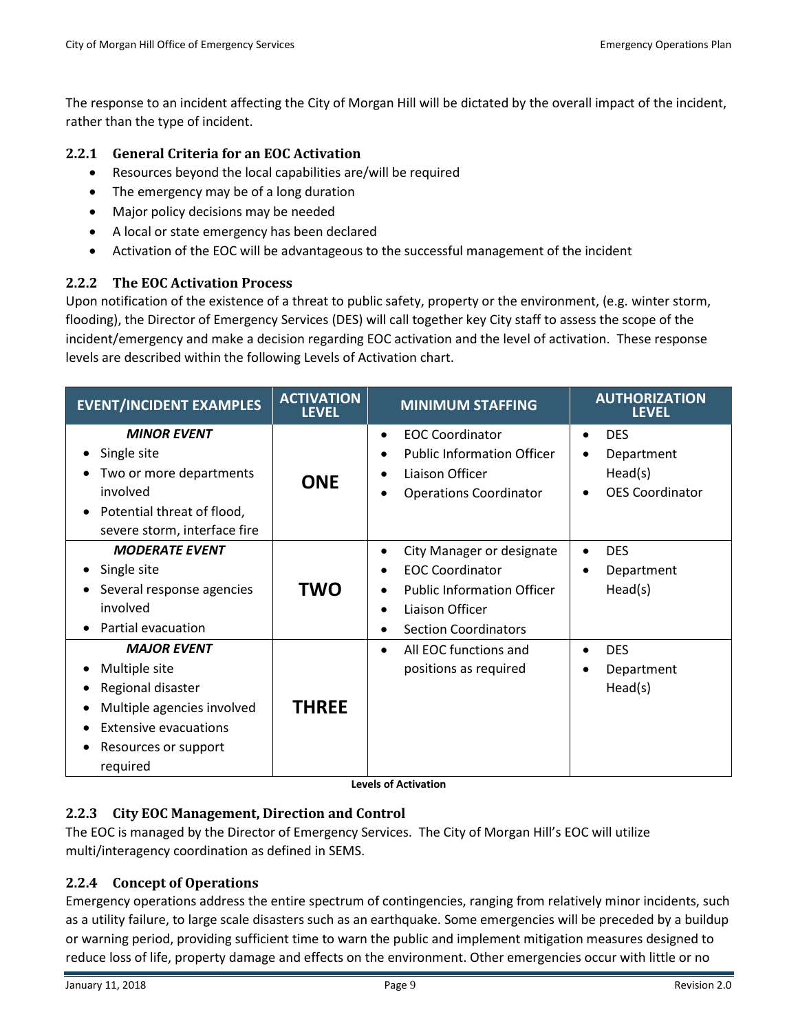The response to an incident affecting the City of Morgan Hill will be dictated by the overall impact of the incident, rather than the type of incident.

### 2.2.1 General Criteria for an EOC Activation

- Resources beyond the local capabilities are/will be required
- The emergency may be of a long duration
- Major policy decisions may be needed
- A local or state emergency has been declared
- Activation of the EOC will be advantageous to the successful management of the incident

### 2.2.2 The EOC Activation Process

Upon notification of the existence of a threat to public safety, property or the environment, (e.g. winter storm, flooding), the Director of Emergency Services (DES) will call together key City staff to assess the scope of the incident/emergency and make a decision regarding EOC activation and the level of activation. These response levels are described within the following Levels of Activation chart.

| EVENT/INCIDENT EXAMPLES | ACTIVATION LEVEL | MINIMUM STAFFING | AUTHORIZATION LEVEL |
|---|---|---|---|
| ***MINOR EVENT***<br>• Single site<br>• Two or more departments involved<br>• Potential threat of flood, severe storm, interface fire | **ONE** | • EOC Coordinator<br>• Public Information Officer<br>• Liaison Officer<br>• Operations Coordinator | • DES<br>• Department Head(s)<br>• OES Coordinator |
| ***MODERATE EVENT***<br>• Single site<br>• Several response agencies involved<br>• Partial evacuation | **TWO** | • City Manager or designate<br>• EOC Coordinator<br>• Public Information Officer<br>• Liaison Officer<br>• Section Coordinators | • DES<br>• Department Head(s) |
| ***MAJOR EVENT***<br>• Multiple site<br>• Regional disaster<br>• Multiple agencies involved<br>• Extensive evacuations<br>• Resources or support required | **THREE** | • All EOC functions and positions as required | • DES<br>• Department Head(s) |

**Levels of Activation**

### 2.2.3 City EOC Management, Direction and Control

The EOC is managed by the Director of Emergency Services. The City of Morgan Hill's EOC will utilize multi/interagency coordination as defined in SEMS.

### 2.2.4 Concept of Operations

Emergency operations address the entire spectrum of contingencies, ranging from relatively minor incidents, such as a utility failure, to large scale disasters such as an earthquake. Some emergencies will be preceded by a buildup or warning period, providing sufficient time to warn the public and implement mitigation measures designed to reduce loss of life, property damage and effects on the environment. Other emergencies occur with little or no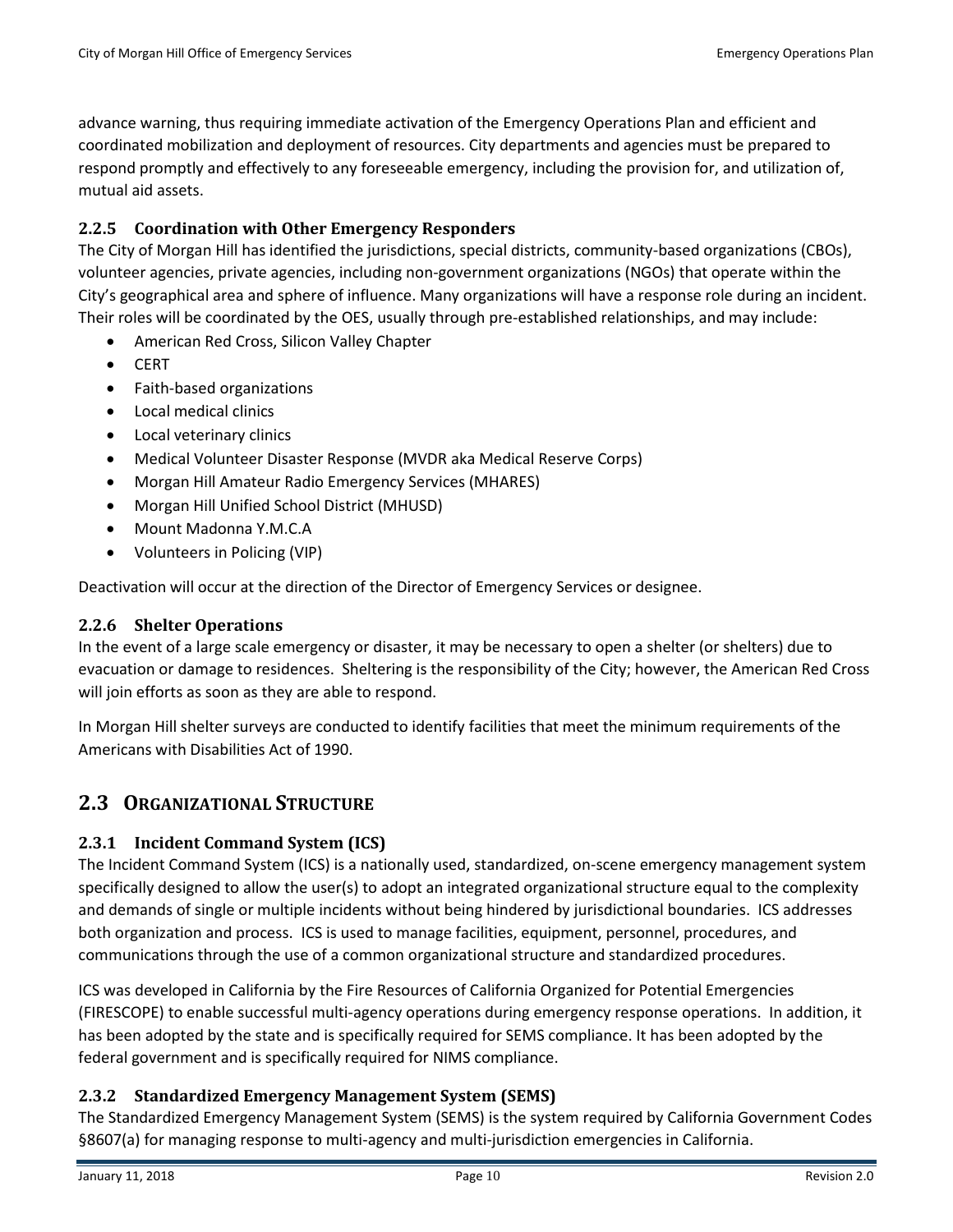advance warning, thus requiring immediate activation of the Emergency Operations Plan and efficient and coordinated mobilization and deployment of resources. City departments and agencies must be prepared to respond promptly and effectively to any foreseeable emergency, including the provision for, and utilization of, mutual aid assets.

### 2.2.5 Coordination with Other Emergency Responders

The City of Morgan Hill has identified the jurisdictions, special districts, community-based organizations (CBOs), volunteer agencies, private agencies, including non-government organizations (NGOs) that operate within the City's geographical area and sphere of influence. Many organizations will have a response role during an incident. Their roles will be coordinated by the OES, usually through pre-established relationships, and may include:

- American Red Cross, Silicon Valley Chapter
- CERT
- Faith-based organizations
- Local medical clinics
- Local veterinary clinics
- Medical Volunteer Disaster Response (MVDR aka Medical Reserve Corps)
- Morgan Hill Amateur Radio Emergency Services (MHARES)
- Morgan Hill Unified School District (MHUSD)
- Mount Madonna Y.M.C.A
- Volunteers in Policing (VIP)

Deactivation will occur at the direction of the Director of Emergency Services or designee.

### 2.2.6 Shelter Operations

In the event of a large scale emergency or disaster, it may be necessary to open a shelter (or shelters) due to evacuation or damage to residences. Sheltering is the responsibility of the City; however, the American Red Cross will join efforts as soon as they are able to respond.

In Morgan Hill shelter surveys are conducted to identify facilities that meet the minimum requirements of the Americans with Disabilities Act of 1990.

## 2.3 Organizational Structure

### 2.3.1 Incident Command System (ICS)

The Incident Command System (ICS) is a nationally used, standardized, on-scene emergency management system specifically designed to allow the user(s) to adopt an integrated organizational structure equal to the complexity and demands of single or multiple incidents without being hindered by jurisdictional boundaries. ICS addresses both organization and process. ICS is used to manage facilities, equipment, personnel, procedures, and communications through the use of a common organizational structure and standardized procedures.

ICS was developed in California by the Fire Resources of California Organized for Potential Emergencies (FIRESCOPE) to enable successful multi-agency operations during emergency response operations. In addition, it has been adopted by the state and is specifically required for SEMS compliance. It has been adopted by the federal government and is specifically required for NIMS compliance.

### 2.3.2 Standardized Emergency Management System (SEMS)

The Standardized Emergency Management System (SEMS) is the system required by California Government Codes §8607(a) for managing response to multi-agency and multi-jurisdiction emergencies in California.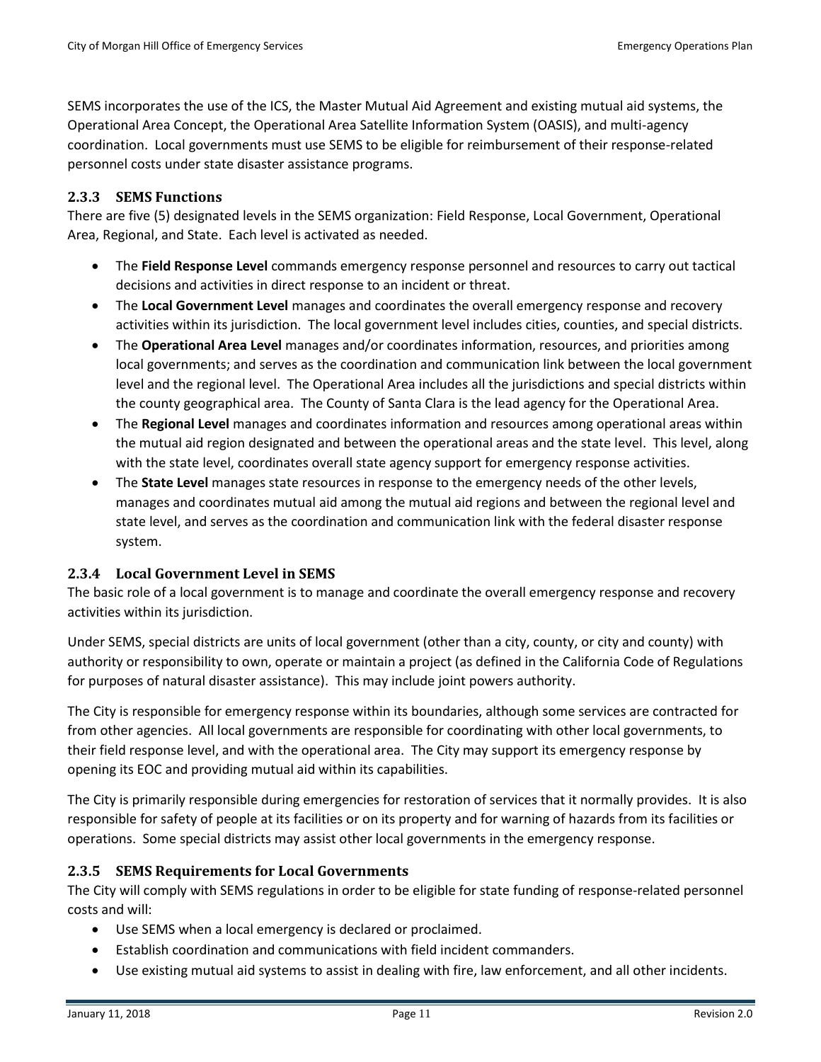SEMS incorporates the use of the ICS, the Master Mutual Aid Agreement and existing mutual aid systems, the Operational Area Concept, the Operational Area Satellite Information System (OASIS), and multi-agency coordination. Local governments must use SEMS to be eligible for reimbursement of their response-related personnel costs under state disaster assistance programs.

### 2.3.3 SEMS Functions

There are five (5) designated levels in the SEMS organization: Field Response, Local Government, Operational Area, Regional, and State. Each level is activated as needed.

- The **Field Response Level** commands emergency response personnel and resources to carry out tactical decisions and activities in direct response to an incident or threat.
- The **Local Government Level** manages and coordinates the overall emergency response and recovery activities within its jurisdiction. The local government level includes cities, counties, and special districts.
- The **Operational Area Level** manages and/or coordinates information, resources, and priorities among local governments; and serves as the coordination and communication link between the local government level and the regional level. The Operational Area includes all the jurisdictions and special districts within the county geographical area. The County of Santa Clara is the lead agency for the Operational Area.
- The **Regional Level** manages and coordinates information and resources among operational areas within the mutual aid region designated and between the operational areas and the state level. This level, along with the state level, coordinates overall state agency support for emergency response activities.
- The **State Level** manages state resources in response to the emergency needs of the other levels, manages and coordinates mutual aid among the mutual aid regions and between the regional level and state level, and serves as the coordination and communication link with the federal disaster response system.

### 2.3.4 Local Government Level in SEMS

The basic role of a local government is to manage and coordinate the overall emergency response and recovery activities within its jurisdiction.

Under SEMS, special districts are units of local government (other than a city, county, or city and county) with authority or responsibility to own, operate or maintain a project (as defined in the California Code of Regulations for purposes of natural disaster assistance). This may include joint powers authority.

The City is responsible for emergency response within its boundaries, although some services are contracted for from other agencies. All local governments are responsible for coordinating with other local governments, to their field response level, and with the operational area. The City may support its emergency response by opening its EOC and providing mutual aid within its capabilities.

The City is primarily responsible during emergencies for restoration of services that it normally provides. It is also responsible for safety of people at its facilities or on its property and for warning of hazards from its facilities or operations. Some special districts may assist other local governments in the emergency response.

### 2.3.5 SEMS Requirements for Local Governments

The City will comply with SEMS regulations in order to be eligible for state funding of response-related personnel costs and will:

- Use SEMS when a local emergency is declared or proclaimed.
- Establish coordination and communications with field incident commanders.
- Use existing mutual aid systems to assist in dealing with fire, law enforcement, and all other incidents.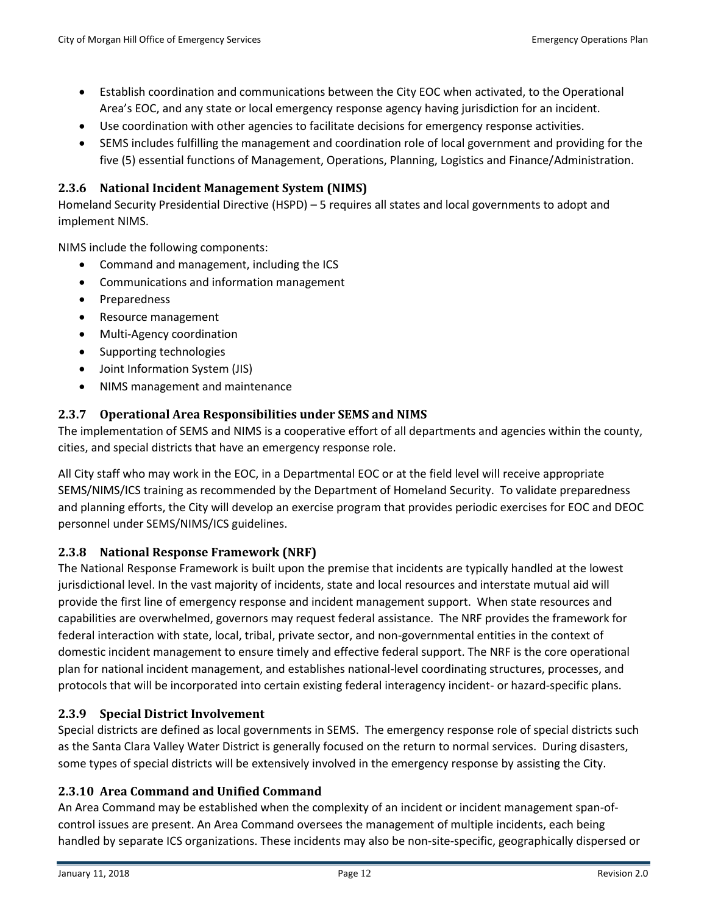- Establish coordination and communications between the City EOC when activated, to the Operational Area's EOC, and any state or local emergency response agency having jurisdiction for an incident.
- Use coordination with other agencies to facilitate decisions for emergency response activities.
- SEMS includes fulfilling the management and coordination role of local government and providing for the five (5) essential functions of Management, Operations, Planning, Logistics and Finance/Administration.

### 2.3.6 National Incident Management System (NIMS)

Homeland Security Presidential Directive (HSPD) – 5 requires all states and local governments to adopt and implement NIMS.

NIMS include the following components:

- Command and management, including the ICS
- Communications and information management
- Preparedness
- Resource management
- Multi-Agency coordination
- Supporting technologies
- Joint Information System (JIS)
- NIMS management and maintenance

### 2.3.7 Operational Area Responsibilities under SEMS and NIMS

The implementation of SEMS and NIMS is a cooperative effort of all departments and agencies within the county, cities, and special districts that have an emergency response role.

All City staff who may work in the EOC, in a Departmental EOC or at the field level will receive appropriate SEMS/NIMS/ICS training as recommended by the Department of Homeland Security. To validate preparedness and planning efforts, the City will develop an exercise program that provides periodic exercises for EOC and DEOC personnel under SEMS/NIMS/ICS guidelines.

### 2.3.8 National Response Framework (NRF)

The National Response Framework is built upon the premise that incidents are typically handled at the lowest jurisdictional level. In the vast majority of incidents, state and local resources and interstate mutual aid will provide the first line of emergency response and incident management support. When state resources and capabilities are overwhelmed, governors may request federal assistance. The NRF provides the framework for federal interaction with state, local, tribal, private sector, and non-governmental entities in the context of domestic incident management to ensure timely and effective federal support. The NRF is the core operational plan for national incident management, and establishes national-level coordinating structures, processes, and protocols that will be incorporated into certain existing federal interagency incident- or hazard-specific plans.

### 2.3.9 Special District Involvement

Special districts are defined as local governments in SEMS. The emergency response role of special districts such as the Santa Clara Valley Water District is generally focused on the return to normal services. During disasters, some types of special districts will be extensively involved in the emergency response by assisting the City.

### 2.3.10 Area Command and Unified Command

An Area Command may be established when the complexity of an incident or incident management span-of-control issues are present. An Area Command oversees the management of multiple incidents, each being handled by separate ICS organizations. These incidents may also be non-site-specific, geographically dispersed or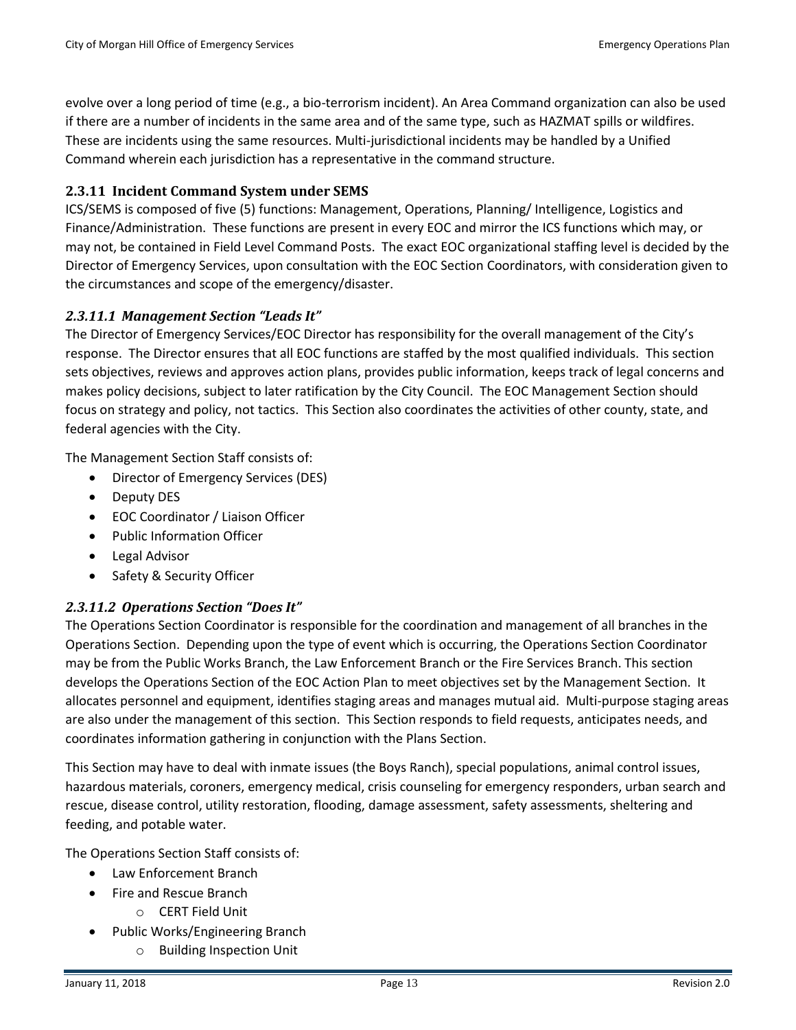evolve over a long period of time (e.g., a bio-terrorism incident). An Area Command organization can also be used if there are a number of incidents in the same area and of the same type, such as HAZMAT spills or wildfires. These are incidents using the same resources. Multi-jurisdictional incidents may be handled by a Unified Command wherein each jurisdiction has a representative in the command structure.

### 2.3.11 Incident Command System under SEMS

ICS/SEMS is composed of five (5) functions: Management, Operations, Planning/ Intelligence, Logistics and Finance/Administration. These functions are present in every EOC and mirror the ICS functions which may, or may not, be contained in Field Level Command Posts. The exact EOC organizational staffing level is decided by the Director of Emergency Services, upon consultation with the EOC Section Coordinators, with consideration given to the circumstances and scope of the emergency/disaster.

#### *2.3.11.1 Management Section "Leads It"*

The Director of Emergency Services/EOC Director has responsibility for the overall management of the City's response. The Director ensures that all EOC functions are staffed by the most qualified individuals. This section sets objectives, reviews and approves action plans, provides public information, keeps track of legal concerns and makes policy decisions, subject to later ratification by the City Council. The EOC Management Section should focus on strategy and policy, not tactics. This Section also coordinates the activities of other county, state, and federal agencies with the City.

The Management Section Staff consists of:

- Director of Emergency Services (DES)
- Deputy DES
- EOC Coordinator / Liaison Officer
- Public Information Officer
- Legal Advisor
- Safety & Security Officer

#### *2.3.11.2 Operations Section "Does It"*

The Operations Section Coordinator is responsible for the coordination and management of all branches in the Operations Section. Depending upon the type of event which is occurring, the Operations Section Coordinator may be from the Public Works Branch, the Law Enforcement Branch or the Fire Services Branch. This section develops the Operations Section of the EOC Action Plan to meet objectives set by the Management Section. It allocates personnel and equipment, identifies staging areas and manages mutual aid. Multi-purpose staging areas are also under the management of this section. This Section responds to field requests, anticipates needs, and coordinates information gathering in conjunction with the Plans Section.

This Section may have to deal with inmate issues (the Boys Ranch), special populations, animal control issues, hazardous materials, coroners, emergency medical, crisis counseling for emergency responders, urban search and rescue, disease control, utility restoration, flooding, damage assessment, safety assessments, sheltering and feeding, and potable water.

The Operations Section Staff consists of:

- Law Enforcement Branch
- Fire and Rescue Branch
    - CERT Field Unit
- Public Works/Engineering Branch
    - Building Inspection Unit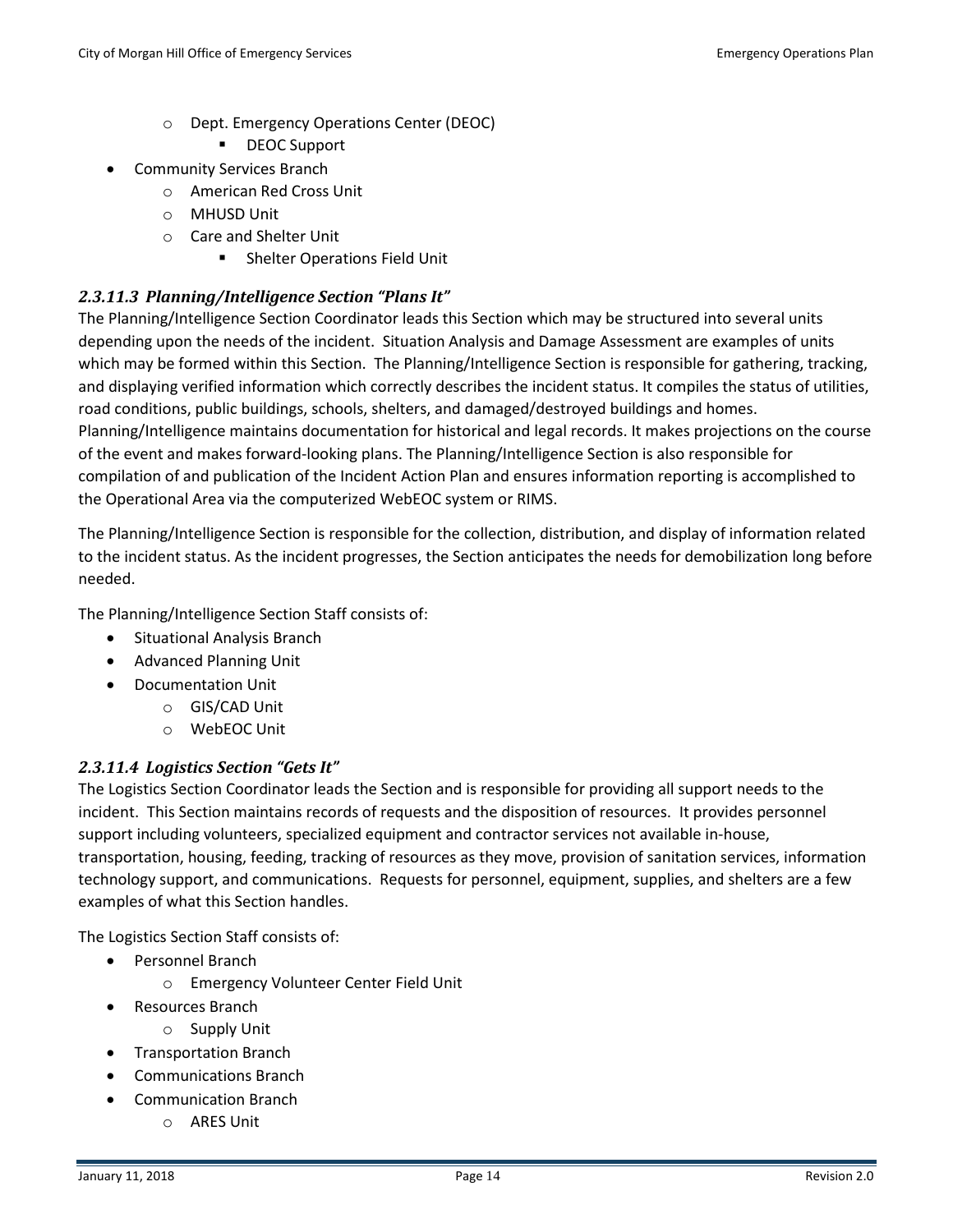- Dept. Emergency Operations Center (DEOC)
        - DEOC Support
- Community Services Branch
    - American Red Cross Unit
    - MHUSD Unit
    - Care and Shelter Unit
        - Shelter Operations Field Unit

#### *2.3.11.3 Planning/Intelligence Section "Plans It"*

The Planning/Intelligence Section Coordinator leads this Section which may be structured into several units depending upon the needs of the incident. Situation Analysis and Damage Assessment are examples of units which may be formed within this Section. The Planning/Intelligence Section is responsible for gathering, tracking, and displaying verified information which correctly describes the incident status. It compiles the status of utilities, road conditions, public buildings, schools, shelters, and damaged/destroyed buildings and homes. Planning/Intelligence maintains documentation for historical and legal records. It makes projections on the course of the event and makes forward-looking plans. The Planning/Intelligence Section is also responsible for compilation of and publication of the Incident Action Plan and ensures information reporting is accomplished to the Operational Area via the computerized WebEOC system or RIMS.

The Planning/Intelligence Section is responsible for the collection, distribution, and display of information related to the incident status. As the incident progresses, the Section anticipates the needs for demobilization long before needed.

The Planning/Intelligence Section Staff consists of:

- Situational Analysis Branch
- Advanced Planning Unit
- Documentation Unit
    - GIS/CAD Unit
    - WebEOC Unit

#### *2.3.11.4 Logistics Section "Gets It"*

The Logistics Section Coordinator leads the Section and is responsible for providing all support needs to the incident. This Section maintains records of requests and the disposition of resources. It provides personnel support including volunteers, specialized equipment and contractor services not available in-house, transportation, housing, feeding, tracking of resources as they move, provision of sanitation services, information technology support, and communications. Requests for personnel, equipment, supplies, and shelters are a few examples of what this Section handles.

The Logistics Section Staff consists of:

- Personnel Branch
    - Emergency Volunteer Center Field Unit
- Resources Branch
    - Supply Unit
- Transportation Branch
- Communications Branch
- Communication Branch
    - ARES Unit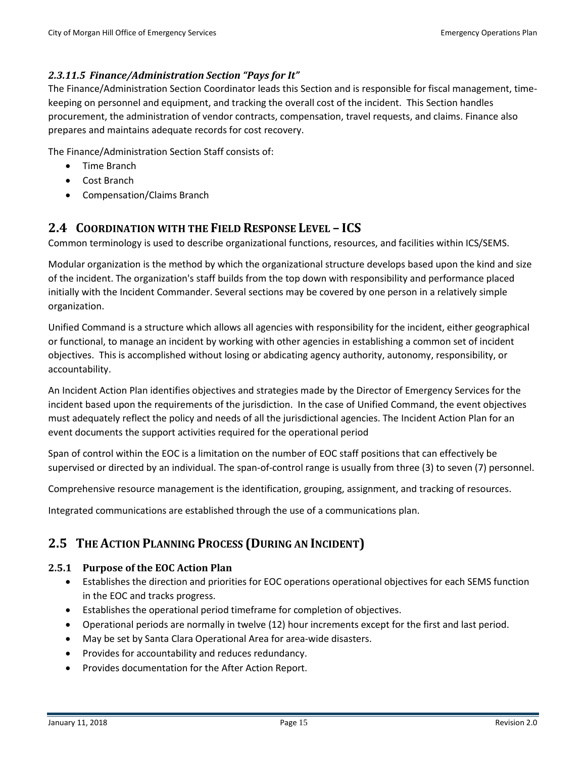#### *2.3.11.5 Finance/Administration Section "Pays for It"*

The Finance/Administration Section Coordinator leads this Section and is responsible for fiscal management, time-keeping on personnel and equipment, and tracking the overall cost of the incident. This Section handles procurement, the administration of vendor contracts, compensation, travel requests, and claims. Finance also prepares and maintains adequate records for cost recovery.

The Finance/Administration Section Staff consists of:

- Time Branch
- Cost Branch
- Compensation/Claims Branch

## 2.4 Coordination with the Field Response Level – ICS

Common terminology is used to describe organizational functions, resources, and facilities within ICS/SEMS.

Modular organization is the method by which the organizational structure develops based upon the kind and size of the incident. The organization's staff builds from the top down with responsibility and performance placed initially with the Incident Commander. Several sections may be covered by one person in a relatively simple organization.

Unified Command is a structure which allows all agencies with responsibility for the incident, either geographical or functional, to manage an incident by working with other agencies in establishing a common set of incident objectives. This is accomplished without losing or abdicating agency authority, autonomy, responsibility, or accountability.

An Incident Action Plan identifies objectives and strategies made by the Director of Emergency Services for the incident based upon the requirements of the jurisdiction. In the case of Unified Command, the event objectives must adequately reflect the policy and needs of all the jurisdictional agencies. The Incident Action Plan for an event documents the support activities required for the operational period

Span of control within the EOC is a limitation on the number of EOC staff positions that can effectively be supervised or directed by an individual. The span-of-control range is usually from three (3) to seven (7) personnel.

Comprehensive resource management is the identification, grouping, assignment, and tracking of resources.

Integrated communications are established through the use of a communications plan.

## 2.5 The Action Planning Process (During an Incident)

### 2.5.1 Purpose of the EOC Action Plan

- Establishes the direction and priorities for EOC operations operational objectives for each SEMS function in the EOC and tracks progress.
- Establishes the operational period timeframe for completion of objectives.
- Operational periods are normally in twelve (12) hour increments except for the first and last period.
- May be set by Santa Clara Operational Area for area-wide disasters.
- Provides for accountability and reduces redundancy.
- Provides documentation for the After Action Report.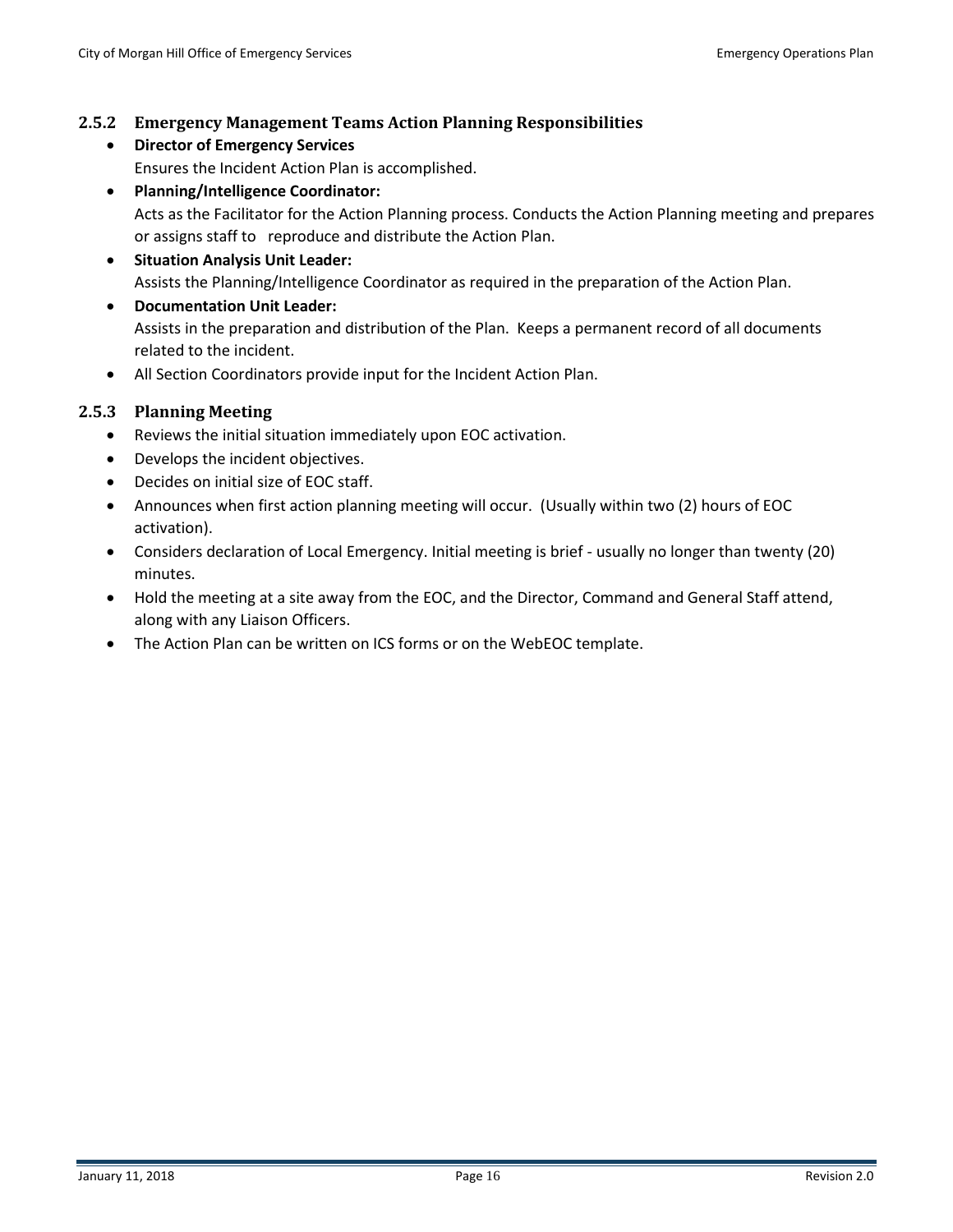### 2.5.2 Emergency Management Teams Action Planning Responsibilities

- **Director of Emergency Services**
  Ensures the Incident Action Plan is accomplished.
- **Planning/Intelligence Coordinator:**
  Acts as the Facilitator for the Action Planning process. Conducts the Action Planning meeting and prepares or assigns staff to reproduce and distribute the Action Plan.
- **Situation Analysis Unit Leader:**
  Assists the Planning/Intelligence Coordinator as required in the preparation of the Action Plan.
- **Documentation Unit Leader:**
  Assists in the preparation and distribution of the Plan. Keeps a permanent record of all documents related to the incident.
- All Section Coordinators provide input for the Incident Action Plan.

### 2.5.3 Planning Meeting

- Reviews the initial situation immediately upon EOC activation.
- Develops the incident objectives.
- Decides on initial size of EOC staff.
- Announces when first action planning meeting will occur. (Usually within two (2) hours of EOC activation).
- Considers declaration of Local Emergency. Initial meeting is brief - usually no longer than twenty (20) minutes.
- Hold the meeting at a site away from the EOC, and the Director, Command and General Staff attend, along with any Liaison Officers.
- The Action Plan can be written on ICS forms or on the WebEOC template.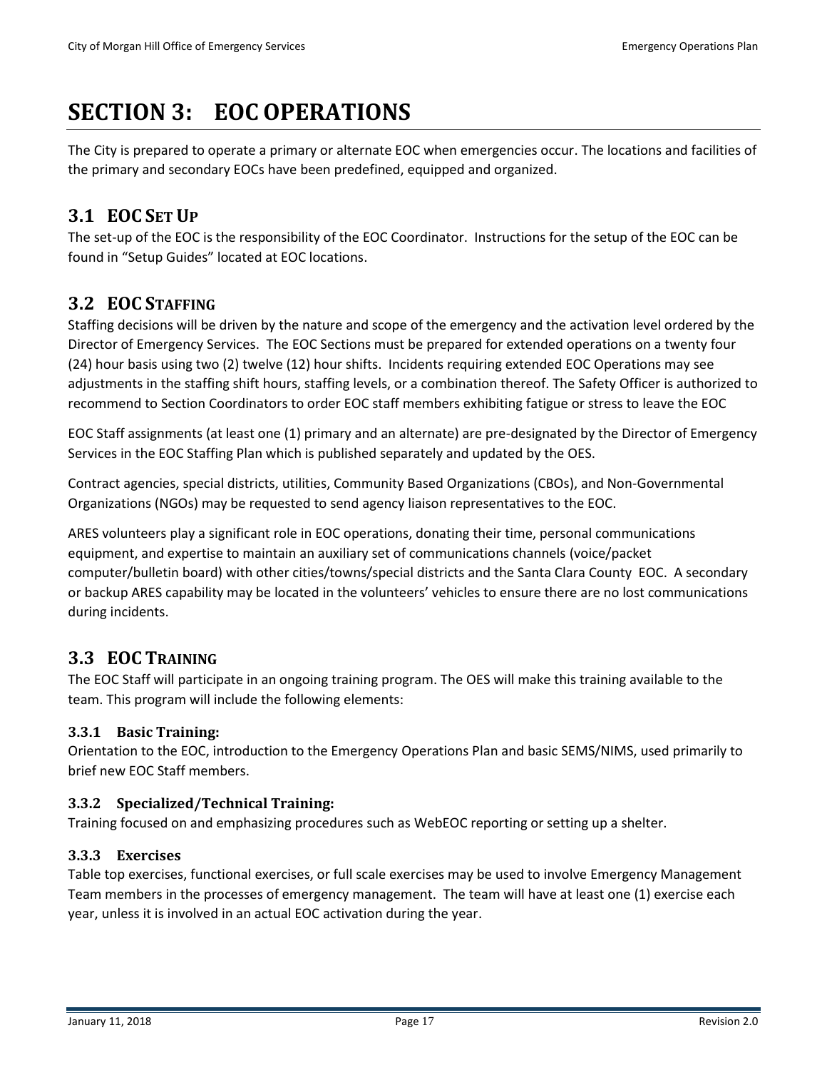# SECTION 3: EOC OPERATIONS

The City is prepared to operate a primary or alternate EOC when emergencies occur. The locations and facilities of the primary and secondary EOCs have been predefined, equipped and organized.

## 3.1 EOC Set Up

The set-up of the EOC is the responsibility of the EOC Coordinator. Instructions for the setup of the EOC can be found in "Setup Guides" located at EOC locations.

## 3.2 EOC Staffing

Staffing decisions will be driven by the nature and scope of the emergency and the activation level ordered by the Director of Emergency Services. The EOC Sections must be prepared for extended operations on a twenty four (24) hour basis using two (2) twelve (12) hour shifts. Incidents requiring extended EOC Operations may see adjustments in the staffing shift hours, staffing levels, or a combination thereof. The Safety Officer is authorized to recommend to Section Coordinators to order EOC staff members exhibiting fatigue or stress to leave the EOC

EOC Staff assignments (at least one (1) primary and an alternate) are pre-designated by the Director of Emergency Services in the EOC Staffing Plan which is published separately and updated by the OES.

Contract agencies, special districts, utilities, Community Based Organizations (CBOs), and Non-Governmental Organizations (NGOs) may be requested to send agency liaison representatives to the EOC.

ARES volunteers play a significant role in EOC operations, donating their time, personal communications equipment, and expertise to maintain an auxiliary set of communications channels (voice/packet computer/bulletin board) with other cities/towns/special districts and the Santa Clara County EOC. A secondary or backup ARES capability may be located in the volunteers' vehicles to ensure there are no lost communications during incidents.

## 3.3 EOC Training

The EOC Staff will participate in an ongoing training program. The OES will make this training available to the team. This program will include the following elements:

### 3.3.1 Basic Training:

Orientation to the EOC, introduction to the Emergency Operations Plan and basic SEMS/NIMS, used primarily to brief new EOC Staff members.

### 3.3.2 Specialized/Technical Training:

Training focused on and emphasizing procedures such as WebEOC reporting or setting up a shelter.

### 3.3.3 Exercises

Table top exercises, functional exercises, or full scale exercises may be used to involve Emergency Management Team members in the processes of emergency management. The team will have at least one (1) exercise each year, unless it is involved in an actual EOC activation during the year.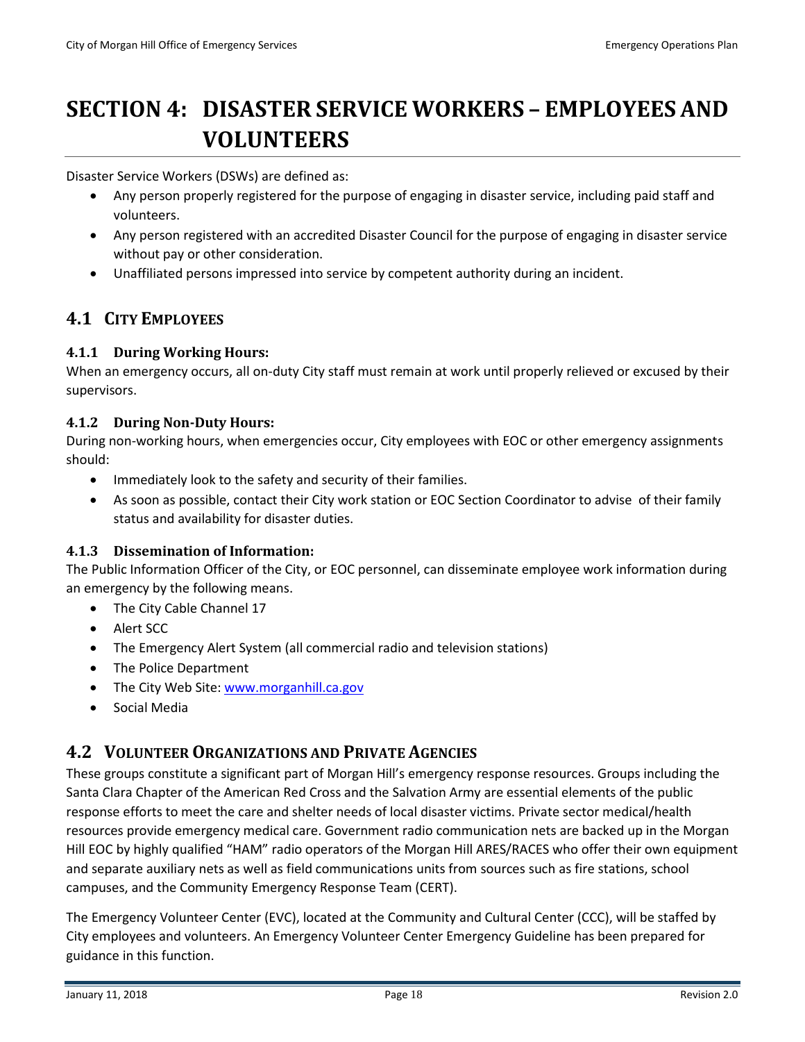# SECTION 4: DISASTER SERVICE WORKERS – EMPLOYEES AND VOLUNTEERS

Disaster Service Workers (DSWs) are defined as:

- Any person properly registered for the purpose of engaging in disaster service, including paid staff and volunteers.
- Any person registered with an accredited Disaster Council for the purpose of engaging in disaster service without pay or other consideration.
- Unaffiliated persons impressed into service by competent authority during an incident.

## 4.1 City Employees

### 4.1.1 During Working Hours:

When an emergency occurs, all on-duty City staff must remain at work until properly relieved or excused by their supervisors.

### 4.1.2 During Non-Duty Hours:

During non-working hours, when emergencies occur, City employees with EOC or other emergency assignments should:

- Immediately look to the safety and security of their families.
- As soon as possible, contact their City work station or EOC Section Coordinator to advise of their family status and availability for disaster duties.

### 4.1.3 Dissemination of Information:

The Public Information Officer of the City, or EOC personnel, can disseminate employee work information during an emergency by the following means.

- The City Cable Channel 17
- Alert SCC
- The Emergency Alert System (all commercial radio and television stations)
- The Police Department
- The City Web Site: www.morganhill.ca.gov
- Social Media

## 4.2 Volunteer Organizations and Private Agencies

These groups constitute a significant part of Morgan Hill's emergency response resources. Groups including the Santa Clara Chapter of the American Red Cross and the Salvation Army are essential elements of the public response efforts to meet the care and shelter needs of local disaster victims. Private sector medical/health resources provide emergency medical care. Government radio communication nets are backed up in the Morgan Hill EOC by highly qualified "HAM" radio operators of the Morgan Hill ARES/RACES who offer their own equipment and separate auxiliary nets as well as field communications units from sources such as fire stations, school campuses, and the Community Emergency Response Team (CERT).

The Emergency Volunteer Center (EVC), located at the Community and Cultural Center (CCC), will be staffed by City employees and volunteers. An Emergency Volunteer Center Emergency Guideline has been prepared for guidance in this function.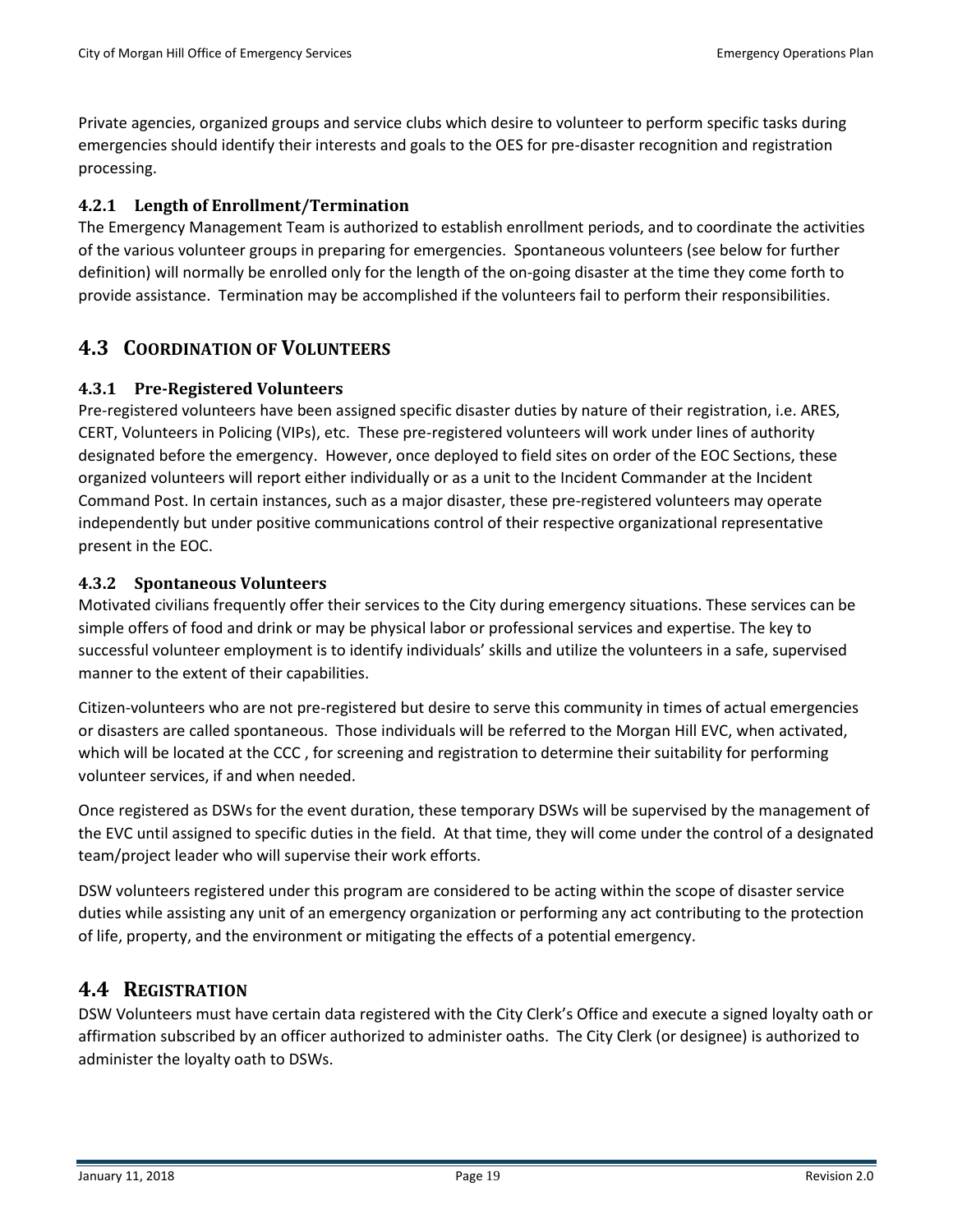Private agencies, organized groups and service clubs which desire to volunteer to perform specific tasks during emergencies should identify their interests and goals to the OES for pre-disaster recognition and registration processing.

### 4.2.1 Length of Enrollment/Termination

The Emergency Management Team is authorized to establish enrollment periods, and to coordinate the activities of the various volunteer groups in preparing for emergencies. Spontaneous volunteers (see below for further definition) will normally be enrolled only for the length of the on-going disaster at the time they come forth to provide assistance. Termination may be accomplished if the volunteers fail to perform their responsibilities.

## 4.3 Coordination of Volunteers

### 4.3.1 Pre-Registered Volunteers

Pre-registered volunteers have been assigned specific disaster duties by nature of their registration, i.e. ARES, CERT, Volunteers in Policing (VIPs), etc. These pre-registered volunteers will work under lines of authority designated before the emergency. However, once deployed to field sites on order of the EOC Sections, these organized volunteers will report either individually or as a unit to the Incident Commander at the Incident Command Post. In certain instances, such as a major disaster, these pre-registered volunteers may operate independently but under positive communications control of their respective organizational representative present in the EOC.

### 4.3.2 Spontaneous Volunteers

Motivated civilians frequently offer their services to the City during emergency situations. These services can be simple offers of food and drink or may be physical labor or professional services and expertise. The key to successful volunteer employment is to identify individuals' skills and utilize the volunteers in a safe, supervised manner to the extent of their capabilities.

Citizen-volunteers who are not pre-registered but desire to serve this community in times of actual emergencies or disasters are called spontaneous. Those individuals will be referred to the Morgan Hill EVC, when activated, which will be located at the CCC , for screening and registration to determine their suitability for performing volunteer services, if and when needed.

Once registered as DSWs for the event duration, these temporary DSWs will be supervised by the management of the EVC until assigned to specific duties in the field. At that time, they will come under the control of a designated team/project leader who will supervise their work efforts.

DSW volunteers registered under this program are considered to be acting within the scope of disaster service duties while assisting any unit of an emergency organization or performing any act contributing to the protection of life, property, and the environment or mitigating the effects of a potential emergency.

## 4.4 Registration

DSW Volunteers must have certain data registered with the City Clerk's Office and execute a signed loyalty oath or affirmation subscribed by an officer authorized to administer oaths. The City Clerk (or designee) is authorized to administer the loyalty oath to DSWs.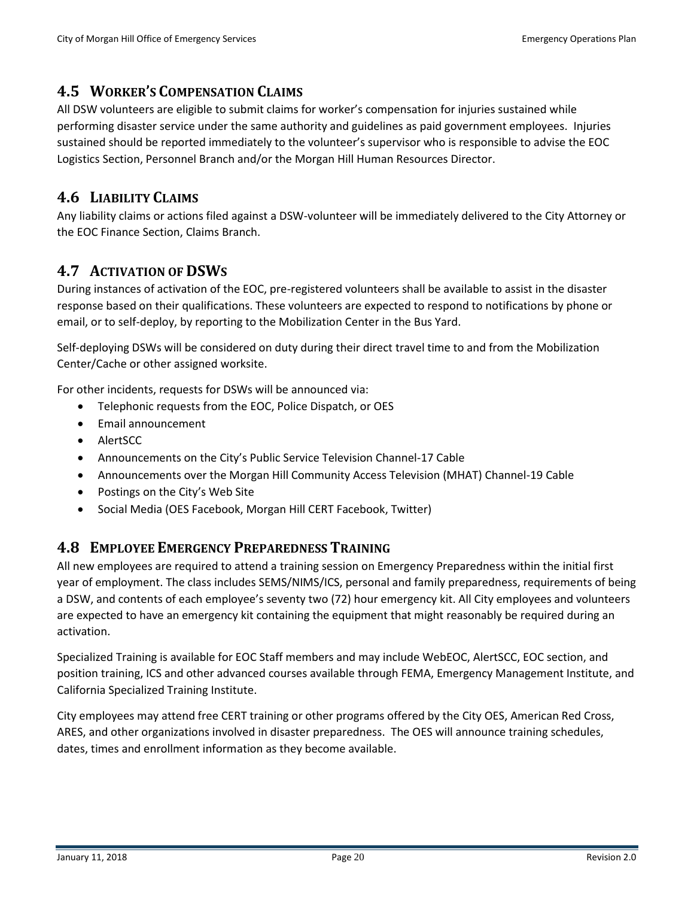## 4.5 Worker's Compensation Claims

All DSW volunteers are eligible to submit claims for worker's compensation for injuries sustained while performing disaster service under the same authority and guidelines as paid government employees. Injuries sustained should be reported immediately to the volunteer's supervisor who is responsible to advise the EOC Logistics Section, Personnel Branch and/or the Morgan Hill Human Resources Director.

## 4.6 Liability Claims

Any liability claims or actions filed against a DSW-volunteer will be immediately delivered to the City Attorney or the EOC Finance Section, Claims Branch.

## 4.7 Activation of DSWs

During instances of activation of the EOC, pre-registered volunteers shall be available to assist in the disaster response based on their qualifications. These volunteers are expected to respond to notifications by phone or email, or to self-deploy, by reporting to the Mobilization Center in the Bus Yard.

Self-deploying DSWs will be considered on duty during their direct travel time to and from the Mobilization Center/Cache or other assigned worksite.

For other incidents, requests for DSWs will be announced via:

- Telephonic requests from the EOC, Police Dispatch, or OES
- Email announcement
- AlertSCC
- Announcements on the City's Public Service Television Channel-17 Cable
- Announcements over the Morgan Hill Community Access Television (MHAT) Channel-19 Cable
- Postings on the City's Web Site
- Social Media (OES Facebook, Morgan Hill CERT Facebook, Twitter)

## 4.8 Employee Emergency Preparedness Training

All new employees are required to attend a training session on Emergency Preparedness within the initial first year of employment. The class includes SEMS/NIMS/ICS, personal and family preparedness, requirements of being a DSW, and contents of each employee's seventy two (72) hour emergency kit. All City employees and volunteers are expected to have an emergency kit containing the equipment that might reasonably be required during an activation.

Specialized Training is available for EOC Staff members and may include WebEOC, AlertSCC, EOC section, and position training, ICS and other advanced courses available through FEMA, Emergency Management Institute, and California Specialized Training Institute.

City employees may attend free CERT training or other programs offered by the City OES, American Red Cross, ARES, and other organizations involved in disaster preparedness. The OES will announce training schedules, dates, times and enrollment information as they become available.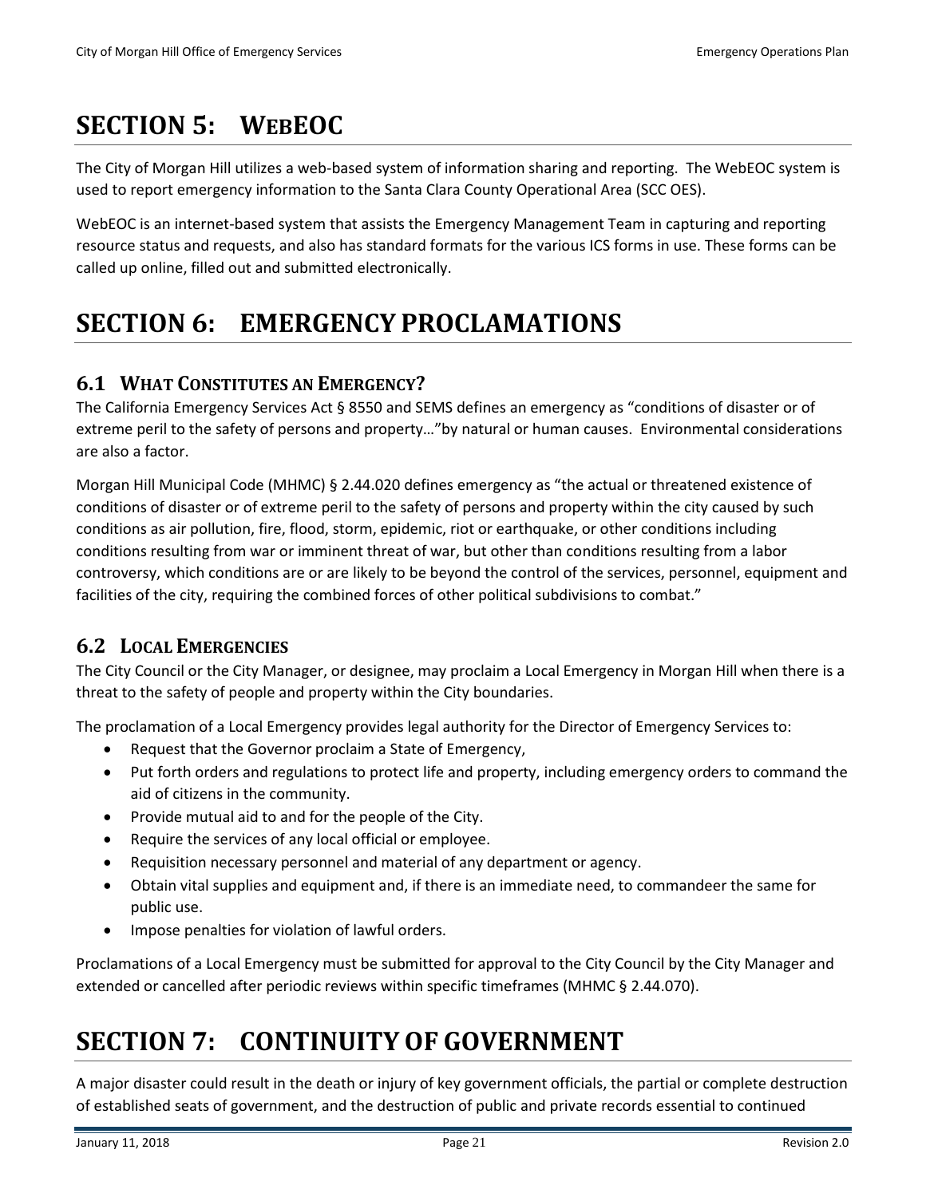# SECTION 5: WEBEOC

The City of Morgan Hill utilizes a web-based system of information sharing and reporting. The WebEOC system is used to report emergency information to the Santa Clara County Operational Area (SCC OES).

WebEOC is an internet-based system that assists the Emergency Management Team in capturing and reporting resource status and requests, and also has standard formats for the various ICS forms in use. These forms can be called up online, filled out and submitted electronically.

# SECTION 6: EMERGENCY PROCLAMATIONS

## 6.1 WHAT CONSTITUTES AN EMERGENCY?

The California Emergency Services Act § 8550 and SEMS defines an emergency as "conditions of disaster or of extreme peril to the safety of persons and property…"by natural or human causes. Environmental considerations are also a factor.

Morgan Hill Municipal Code (MHMC) § 2.44.020 defines emergency as "the actual or threatened existence of conditions of disaster or of extreme peril to the safety of persons and property within the city caused by such conditions as air pollution, fire, flood, storm, epidemic, riot or earthquake, or other conditions including conditions resulting from war or imminent threat of war, but other than conditions resulting from a labor controversy, which conditions are or are likely to be beyond the control of the services, personnel, equipment and facilities of the city, requiring the combined forces of other political subdivisions to combat."

## 6.2 LOCAL EMERGENCIES

The City Council or the City Manager, or designee, may proclaim a Local Emergency in Morgan Hill when there is a threat to the safety of people and property within the City boundaries.

The proclamation of a Local Emergency provides legal authority for the Director of Emergency Services to:

- Request that the Governor proclaim a State of Emergency,
- Put forth orders and regulations to protect life and property, including emergency orders to command the aid of citizens in the community.
- Provide mutual aid to and for the people of the City.
- Require the services of any local official or employee.
- Requisition necessary personnel and material of any department or agency.
- Obtain vital supplies and equipment and, if there is an immediate need, to commandeer the same for public use.
- Impose penalties for violation of lawful orders.

Proclamations of a Local Emergency must be submitted for approval to the City Council by the City Manager and extended or cancelled after periodic reviews within specific timeframes (MHMC § 2.44.070).

# SECTION 7: CONTINUITY OF GOVERNMENT

A major disaster could result in the death or injury of key government officials, the partial or complete destruction of established seats of government, and the destruction of public and private records essential to continued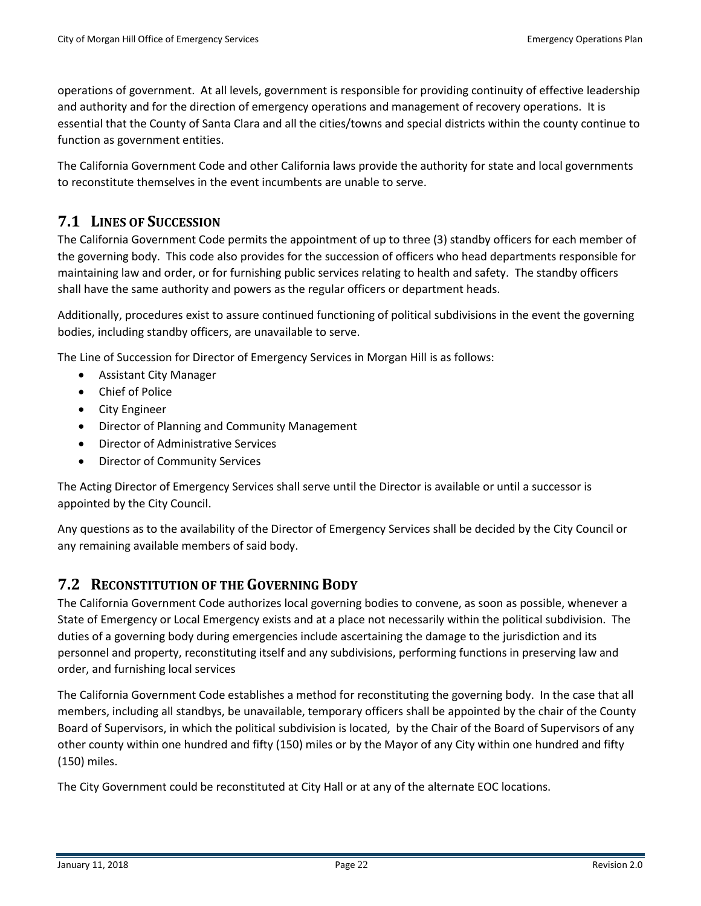operations of government. At all levels, government is responsible for providing continuity of effective leadership and authority and for the direction of emergency operations and management of recovery operations. It is essential that the County of Santa Clara and all the cities/towns and special districts within the county continue to function as government entities.

The California Government Code and other California laws provide the authority for state and local governments to reconstitute themselves in the event incumbents are unable to serve.

## 7.1 Lines of Succession

The California Government Code permits the appointment of up to three (3) standby officers for each member of the governing body. This code also provides for the succession of officers who head departments responsible for maintaining law and order, or for furnishing public services relating to health and safety. The standby officers shall have the same authority and powers as the regular officers or department heads.

Additionally, procedures exist to assure continued functioning of political subdivisions in the event the governing bodies, including standby officers, are unavailable to serve.

The Line of Succession for Director of Emergency Services in Morgan Hill is as follows:

- Assistant City Manager
- Chief of Police
- City Engineer
- Director of Planning and Community Management
- Director of Administrative Services
- Director of Community Services

The Acting Director of Emergency Services shall serve until the Director is available or until a successor is appointed by the City Council.

Any questions as to the availability of the Director of Emergency Services shall be decided by the City Council or any remaining available members of said body.

## 7.2 Reconstitution of the Governing Body

The California Government Code authorizes local governing bodies to convene, as soon as possible, whenever a State of Emergency or Local Emergency exists and at a place not necessarily within the political subdivision. The duties of a governing body during emergencies include ascertaining the damage to the jurisdiction and its personnel and property, reconstituting itself and any subdivisions, performing functions in preserving law and order, and furnishing local services

The California Government Code establishes a method for reconstituting the governing body. In the case that all members, including all standbys, be unavailable, temporary officers shall be appointed by the chair of the County Board of Supervisors, in which the political subdivision is located, by the Chair of the Board of Supervisors of any other county within one hundred and fifty (150) miles or by the Mayor of any City within one hundred and fifty (150) miles.

The City Government could be reconstituted at City Hall or at any of the alternate EOC locations.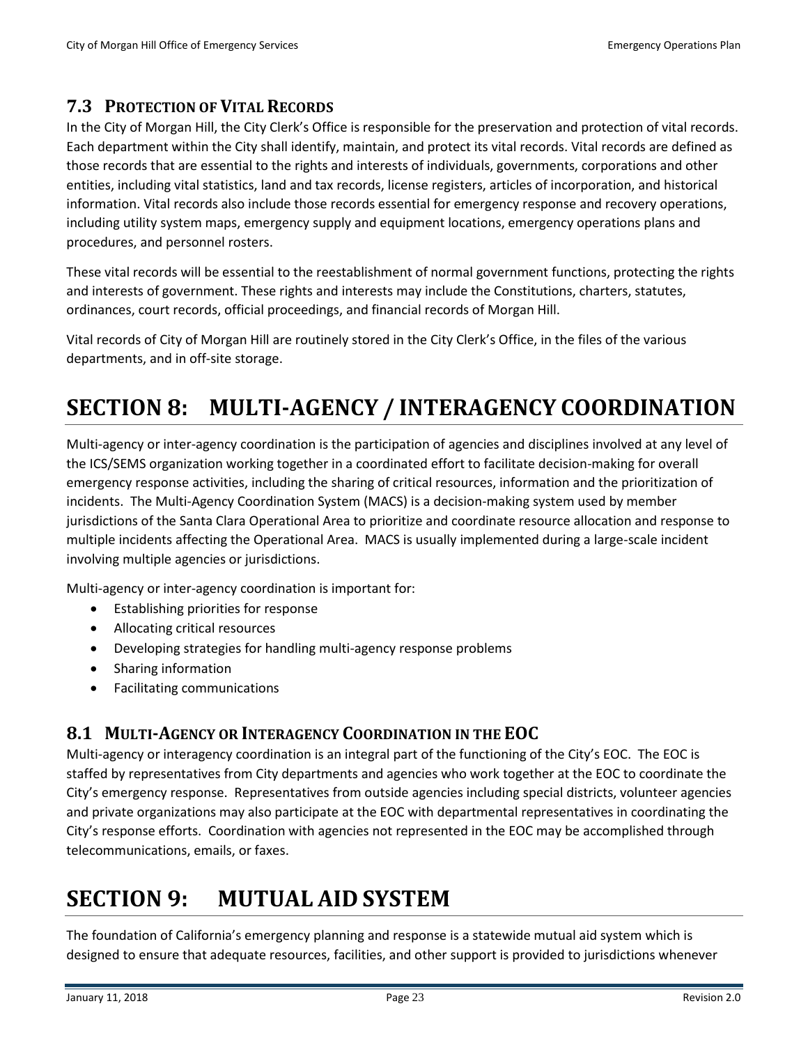## 7.3 Protection of Vital Records

In the City of Morgan Hill, the City Clerk's Office is responsible for the preservation and protection of vital records. Each department within the City shall identify, maintain, and protect its vital records. Vital records are defined as those records that are essential to the rights and interests of individuals, governments, corporations and other entities, including vital statistics, land and tax records, license registers, articles of incorporation, and historical information. Vital records also include those records essential for emergency response and recovery operations, including utility system maps, emergency supply and equipment locations, emergency operations plans and procedures, and personnel rosters.

These vital records will be essential to the reestablishment of normal government functions, protecting the rights and interests of government. These rights and interests may include the Constitutions, charters, statutes, ordinances, court records, official proceedings, and financial records of Morgan Hill.

Vital records of City of Morgan Hill are routinely stored in the City Clerk's Office, in the files of the various departments, and in off-site storage.

# SECTION 8: MULTI-AGENCY / INTERAGENCY COORDINATION

Multi-agency or inter-agency coordination is the participation of agencies and disciplines involved at any level of the ICS/SEMS organization working together in a coordinated effort to facilitate decision-making for overall emergency response activities, including the sharing of critical resources, information and the prioritization of incidents. The Multi-Agency Coordination System (MACS) is a decision-making system used by member jurisdictions of the Santa Clara Operational Area to prioritize and coordinate resource allocation and response to multiple incidents affecting the Operational Area. MACS is usually implemented during a large-scale incident involving multiple agencies or jurisdictions.

Multi-agency or inter-agency coordination is important for:

- Establishing priorities for response
- Allocating critical resources
- Developing strategies for handling multi-agency response problems
- Sharing information
- Facilitating communications

## 8.1 Multi-Agency or Interagency Coordination in the EOC

Multi-agency or interagency coordination is an integral part of the functioning of the City's EOC. The EOC is staffed by representatives from City departments and agencies who work together at the EOC to coordinate the City's emergency response. Representatives from outside agencies including special districts, volunteer agencies and private organizations may also participate at the EOC with departmental representatives in coordinating the City's response efforts. Coordination with agencies not represented in the EOC may be accomplished through telecommunications, emails, or faxes.

# SECTION 9: MUTUAL AID SYSTEM

The foundation of California's emergency planning and response is a statewide mutual aid system which is designed to ensure that adequate resources, facilities, and other support is provided to jurisdictions whenever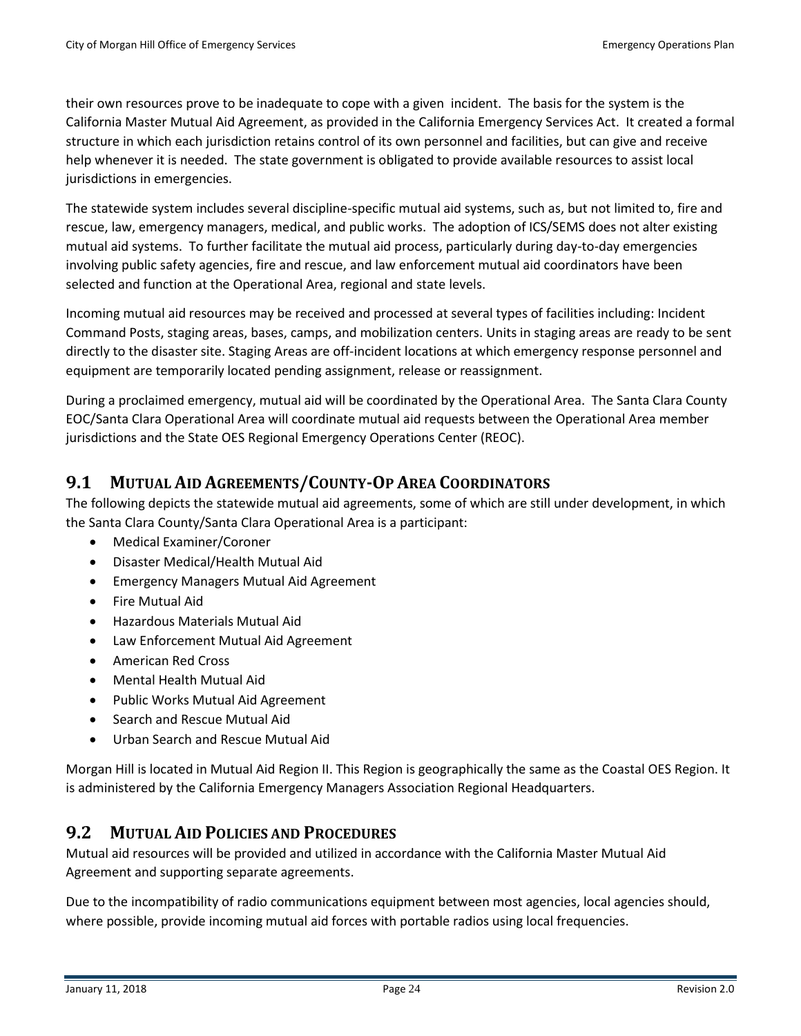their own resources prove to be inadequate to cope with a given incident. The basis for the system is the California Master Mutual Aid Agreement, as provided in the California Emergency Services Act. It created a formal structure in which each jurisdiction retains control of its own personnel and facilities, but can give and receive help whenever it is needed. The state government is obligated to provide available resources to assist local jurisdictions in emergencies.

The statewide system includes several discipline-specific mutual aid systems, such as, but not limited to, fire and rescue, law, emergency managers, medical, and public works. The adoption of ICS/SEMS does not alter existing mutual aid systems. To further facilitate the mutual aid process, particularly during day-to-day emergencies involving public safety agencies, fire and rescue, and law enforcement mutual aid coordinators have been selected and function at the Operational Area, regional and state levels.

Incoming mutual aid resources may be received and processed at several types of facilities including: Incident Command Posts, staging areas, bases, camps, and mobilization centers. Units in staging areas are ready to be sent directly to the disaster site. Staging Areas are off-incident locations at which emergency response personnel and equipment are temporarily located pending assignment, release or reassignment.

During a proclaimed emergency, mutual aid will be coordinated by the Operational Area. The Santa Clara County EOC/Santa Clara Operational Area will coordinate mutual aid requests between the Operational Area member jurisdictions and the State OES Regional Emergency Operations Center (REOC).

## 9.1 Mutual Aid Agreements/County-Op Area Coordinators

The following depicts the statewide mutual aid agreements, some of which are still under development, in which the Santa Clara County/Santa Clara Operational Area is a participant:

- Medical Examiner/Coroner
- Disaster Medical/Health Mutual Aid
- Emergency Managers Mutual Aid Agreement
- Fire Mutual Aid
- Hazardous Materials Mutual Aid
- Law Enforcement Mutual Aid Agreement
- American Red Cross
- Mental Health Mutual Aid
- Public Works Mutual Aid Agreement
- Search and Rescue Mutual Aid
- Urban Search and Rescue Mutual Aid

Morgan Hill is located in Mutual Aid Region II. This Region is geographically the same as the Coastal OES Region. It is administered by the California Emergency Managers Association Regional Headquarters.

## 9.2 Mutual Aid Policies and Procedures

Mutual aid resources will be provided and utilized in accordance with the California Master Mutual Aid Agreement and supporting separate agreements.

Due to the incompatibility of radio communications equipment between most agencies, local agencies should, where possible, provide incoming mutual aid forces with portable radios using local frequencies.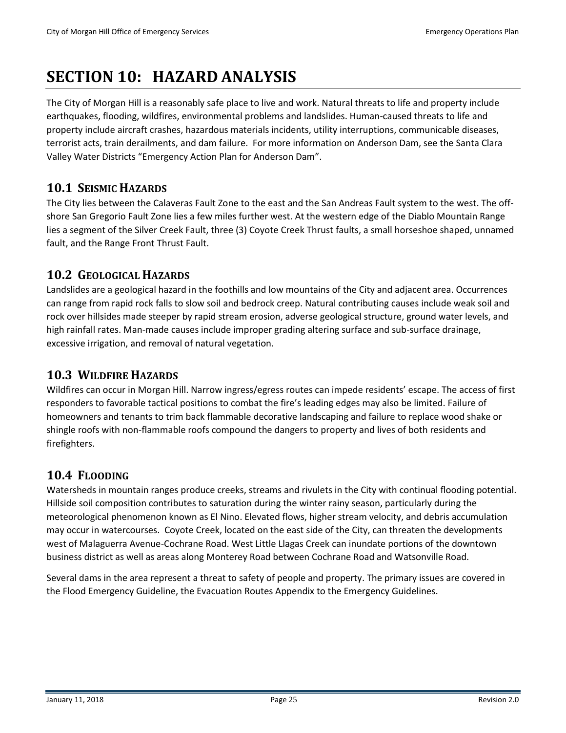# SECTION 10: HAZARD ANALYSIS

The City of Morgan Hill is a reasonably safe place to live and work. Natural threats to life and property include earthquakes, flooding, wildfires, environmental problems and landslides. Human-caused threats to life and property include aircraft crashes, hazardous materials incidents, utility interruptions, communicable diseases, terrorist acts, train derailments, and dam failure. For more information on Anderson Dam, see the Santa Clara Valley Water Districts "Emergency Action Plan for Anderson Dam".

## 10.1 SEISMIC HAZARDS

The City lies between the Calaveras Fault Zone to the east and the San Andreas Fault system to the west. The off-shore San Gregorio Fault Zone lies a few miles further west. At the western edge of the Diablo Mountain Range lies a segment of the Silver Creek Fault, three (3) Coyote Creek Thrust faults, a small horseshoe shaped, unnamed fault, and the Range Front Thrust Fault.

## 10.2 GEOLOGICAL HAZARDS

Landslides are a geological hazard in the foothills and low mountains of the City and adjacent area. Occurrences can range from rapid rock falls to slow soil and bedrock creep. Natural contributing causes include weak soil and rock over hillsides made steeper by rapid stream erosion, adverse geological structure, ground water levels, and high rainfall rates. Man-made causes include improper grading altering surface and sub-surface drainage, excessive irrigation, and removal of natural vegetation.

## 10.3 WILDFIRE HAZARDS

Wildfires can occur in Morgan Hill. Narrow ingress/egress routes can impede residents' escape. The access of first responders to favorable tactical positions to combat the fire's leading edges may also be limited. Failure of homeowners and tenants to trim back flammable decorative landscaping and failure to replace wood shake or shingle roofs with non-flammable roofs compound the dangers to property and lives of both residents and firefighters.

## 10.4 FLOODING

Watersheds in mountain ranges produce creeks, streams and rivulets in the City with continual flooding potential. Hillside soil composition contributes to saturation during the winter rainy season, particularly during the meteorological phenomenon known as El Nino. Elevated flows, higher stream velocity, and debris accumulation may occur in watercourses. Coyote Creek, located on the east side of the City, can threaten the developments west of Malaguerra Avenue-Cochrane Road. West Little Llagas Creek can inundate portions of the downtown business district as well as areas along Monterey Road between Cochrane Road and Watsonville Road.

Several dams in the area represent a threat to safety of people and property. The primary issues are covered in the Flood Emergency Guideline, the Evacuation Routes Appendix to the Emergency Guidelines.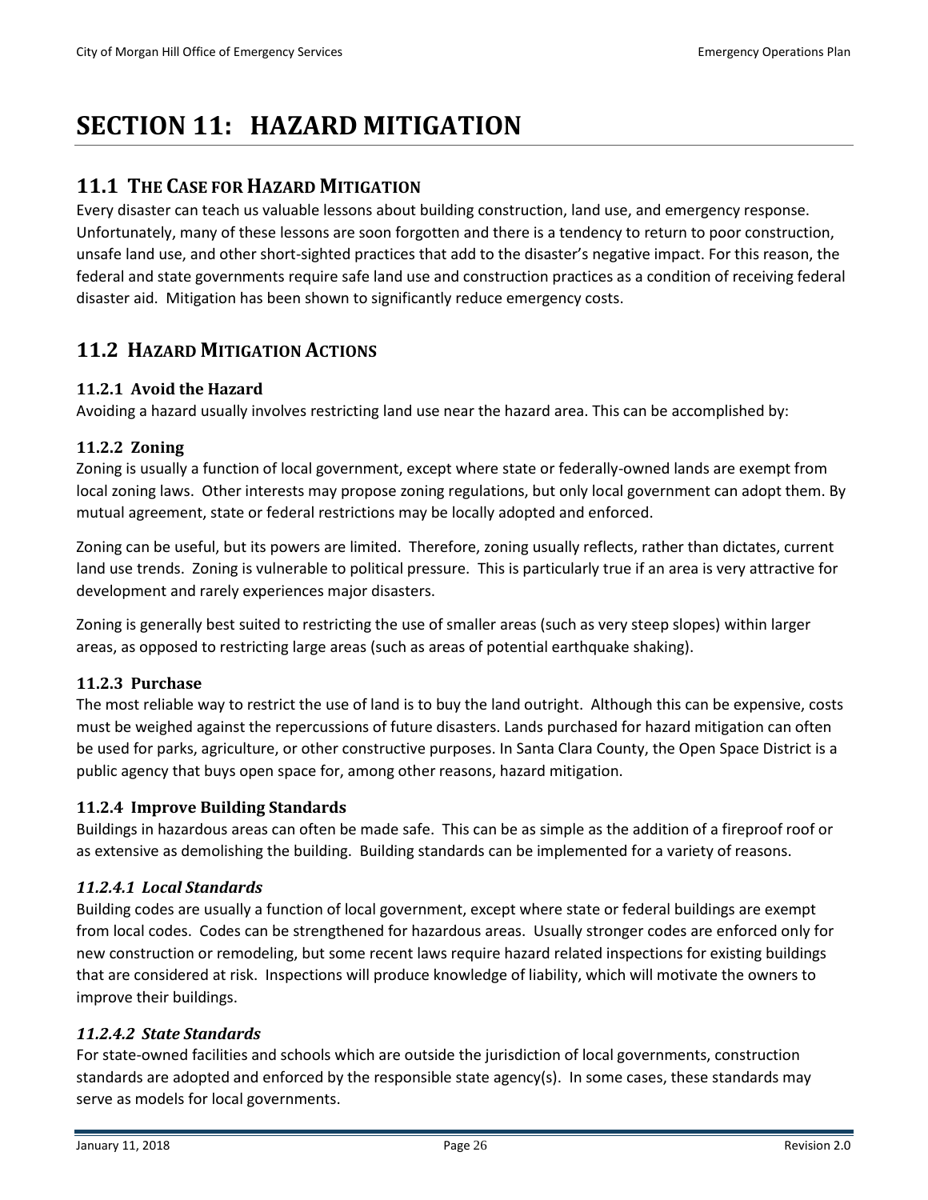# SECTION 11: HAZARD MITIGATION

## 11.1 THE CASE FOR HAZARD MITIGATION

Every disaster can teach us valuable lessons about building construction, land use, and emergency response. Unfortunately, many of these lessons are soon forgotten and there is a tendency to return to poor construction, unsafe land use, and other short-sighted practices that add to the disaster's negative impact. For this reason, the federal and state governments require safe land use and construction practices as a condition of receiving federal disaster aid. Mitigation has been shown to significantly reduce emergency costs.

## 11.2 HAZARD MITIGATION ACTIONS

### 11.2.1 Avoid the Hazard

Avoiding a hazard usually involves restricting land use near the hazard area. This can be accomplished by:

### 11.2.2 Zoning

Zoning is usually a function of local government, except where state or federally-owned lands are exempt from local zoning laws. Other interests may propose zoning regulations, but only local government can adopt them. By mutual agreement, state or federal restrictions may be locally adopted and enforced.

Zoning can be useful, but its powers are limited. Therefore, zoning usually reflects, rather than dictates, current land use trends. Zoning is vulnerable to political pressure. This is particularly true if an area is very attractive for development and rarely experiences major disasters.

Zoning is generally best suited to restricting the use of smaller areas (such as very steep slopes) within larger areas, as opposed to restricting large areas (such as areas of potential earthquake shaking).

### 11.2.3 Purchase

The most reliable way to restrict the use of land is to buy the land outright. Although this can be expensive, costs must be weighed against the repercussions of future disasters. Lands purchased for hazard mitigation can often be used for parks, agriculture, or other constructive purposes. In Santa Clara County, the Open Space District is a public agency that buys open space for, among other reasons, hazard mitigation.

### 11.2.4 Improve Building Standards

Buildings in hazardous areas can often be made safe. This can be as simple as the addition of a fireproof roof or as extensive as demolishing the building. Building standards can be implemented for a variety of reasons.

#### *11.2.4.1 Local Standards*

Building codes are usually a function of local government, except where state or federal buildings are exempt from local codes. Codes can be strengthened for hazardous areas. Usually stronger codes are enforced only for new construction or remodeling, but some recent laws require hazard related inspections for existing buildings that are considered at risk. Inspections will produce knowledge of liability, which will motivate the owners to improve their buildings.

#### *11.2.4.2 State Standards*

For state-owned facilities and schools which are outside the jurisdiction of local governments, construction standards are adopted and enforced by the responsible state agency(s). In some cases, these standards may serve as models for local governments.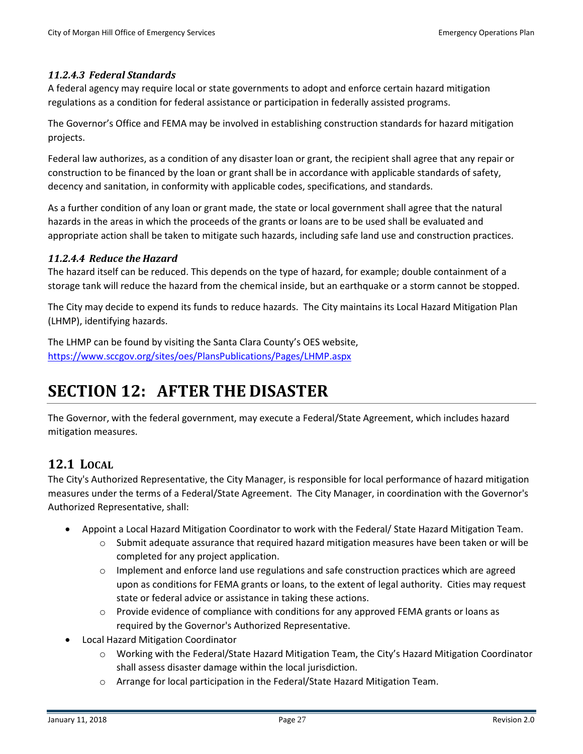#### *11.2.4.3 Federal Standards*

A federal agency may require local or state governments to adopt and enforce certain hazard mitigation regulations as a condition for federal assistance or participation in federally assisted programs.

The Governor's Office and FEMA may be involved in establishing construction standards for hazard mitigation projects.

Federal law authorizes, as a condition of any disaster loan or grant, the recipient shall agree that any repair or construction to be financed by the loan or grant shall be in accordance with applicable standards of safety, decency and sanitation, in conformity with applicable codes, specifications, and standards.

As a further condition of any loan or grant made, the state or local government shall agree that the natural hazards in the areas in which the proceeds of the grants or loans are to be used shall be evaluated and appropriate action shall be taken to mitigate such hazards, including safe land use and construction practices.

#### *11.2.4.4 Reduce the Hazard*

The hazard itself can be reduced. This depends on the type of hazard, for example; double containment of a storage tank will reduce the hazard from the chemical inside, but an earthquake or a storm cannot be stopped.

The City may decide to expend its funds to reduce hazards. The City maintains its Local Hazard Mitigation Plan (LHMP), identifying hazards.

The LHMP can be found by visiting the Santa Clara County's OES website, [https://www.sccgov.org/sites/oes/PlansPublications/Pages/LHMP.aspx](https://www.sccgov.org/sites/oes/PlansPublications/Pages/LHMP.aspx)

# SECTION 12: AFTER THE DISASTER

The Governor, with the federal government, may execute a Federal/State Agreement, which includes hazard mitigation measures.

## 12.1 LOCAL

The City's Authorized Representative, the City Manager, is responsible for local performance of hazard mitigation measures under the terms of a Federal/State Agreement. The City Manager, in coordination with the Governor's Authorized Representative, shall:

- Appoint a Local Hazard Mitigation Coordinator to work with the Federal/ State Hazard Mitigation Team.
  - Submit adequate assurance that required hazard mitigation measures have been taken or will be completed for any project application.
  - Implement and enforce land use regulations and safe construction practices which are agreed upon as conditions for FEMA grants or loans, to the extent of legal authority. Cities may request state or federal advice or assistance in taking these actions.
  - Provide evidence of compliance with conditions for any approved FEMA grants or loans as required by the Governor's Authorized Representative.
- Local Hazard Mitigation Coordinator
  - Working with the Federal/State Hazard Mitigation Team, the City's Hazard Mitigation Coordinator shall assess disaster damage within the local jurisdiction.
  - Arrange for local participation in the Federal/State Hazard Mitigation Team.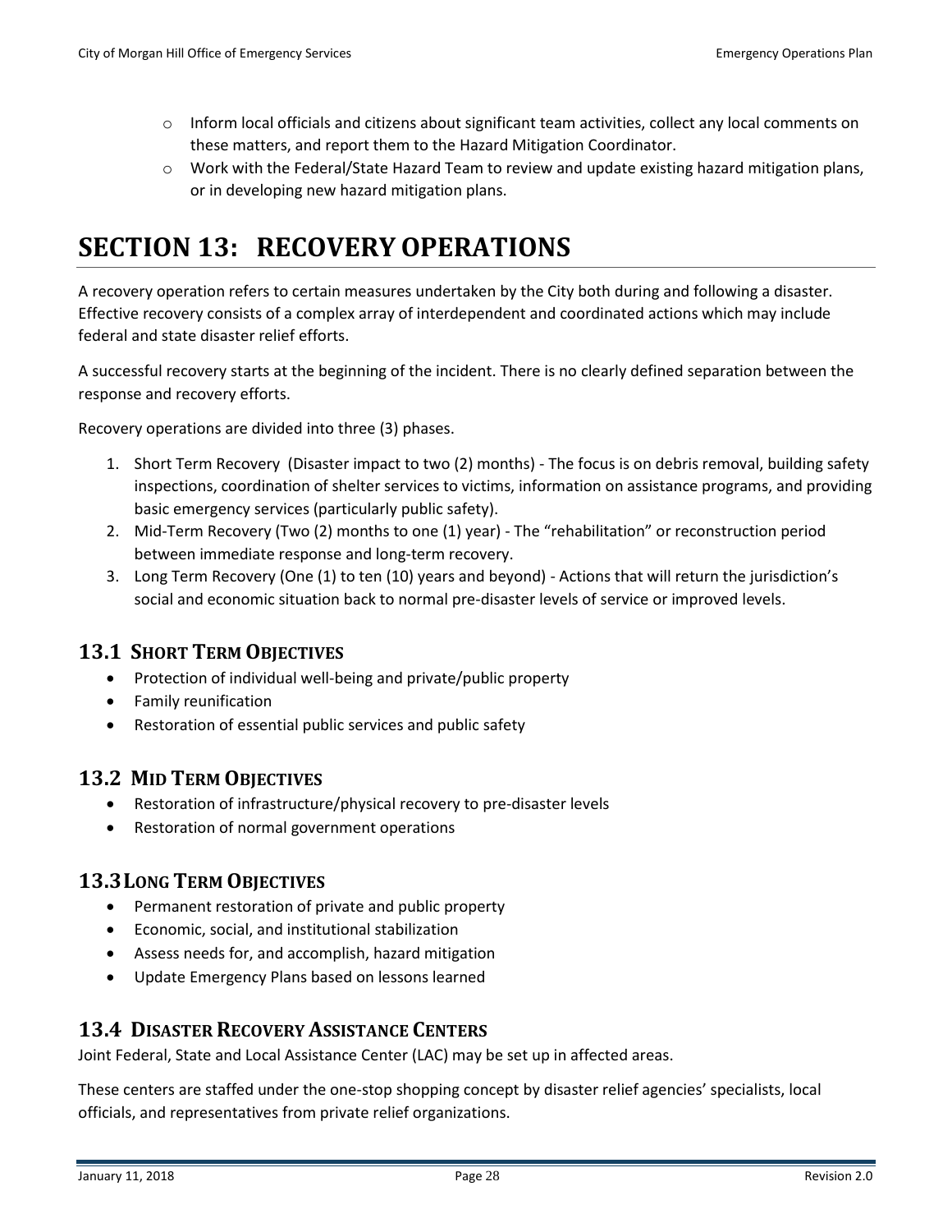- Inform local officials and citizens about significant team activities, collect any local comments on these matters, and report them to the Hazard Mitigation Coordinator.
- Work with the Federal/State Hazard Team to review and update existing hazard mitigation plans, or in developing new hazard mitigation plans.

# SECTION 13: RECOVERY OPERATIONS

A recovery operation refers to certain measures undertaken by the City both during and following a disaster. Effective recovery consists of a complex array of interdependent and coordinated actions which may include federal and state disaster relief efforts.

A successful recovery starts at the beginning of the incident. There is no clearly defined separation between the response and recovery efforts.

Recovery operations are divided into three (3) phases.

1. Short Term Recovery (Disaster impact to two (2) months) - The focus is on debris removal, building safety inspections, coordination of shelter services to victims, information on assistance programs, and providing basic emergency services (particularly public safety).
2. Mid-Term Recovery (Two (2) months to one (1) year) - The "rehabilitation" or reconstruction period between immediate response and long-term recovery.
3. Long Term Recovery (One (1) to ten (10) years and beyond) - Actions that will return the jurisdiction's social and economic situation back to normal pre-disaster levels of service or improved levels.

## 13.1 SHORT TERM OBJECTIVES

- Protection of individual well-being and private/public property
- Family reunification
- Restoration of essential public services and public safety

## 13.2 MID TERM OBJECTIVES

- Restoration of infrastructure/physical recovery to pre-disaster levels
- Restoration of normal government operations

## 13.3 LONG TERM OBJECTIVES

- Permanent restoration of private and public property
- Economic, social, and institutional stabilization
- Assess needs for, and accomplish, hazard mitigation
- Update Emergency Plans based on lessons learned

## 13.4 DISASTER RECOVERY ASSISTANCE CENTERS

Joint Federal, State and Local Assistance Center (LAC) may be set up in affected areas.

These centers are staffed under the one-stop shopping concept by disaster relief agencies' specialists, local officials, and representatives from private relief organizations.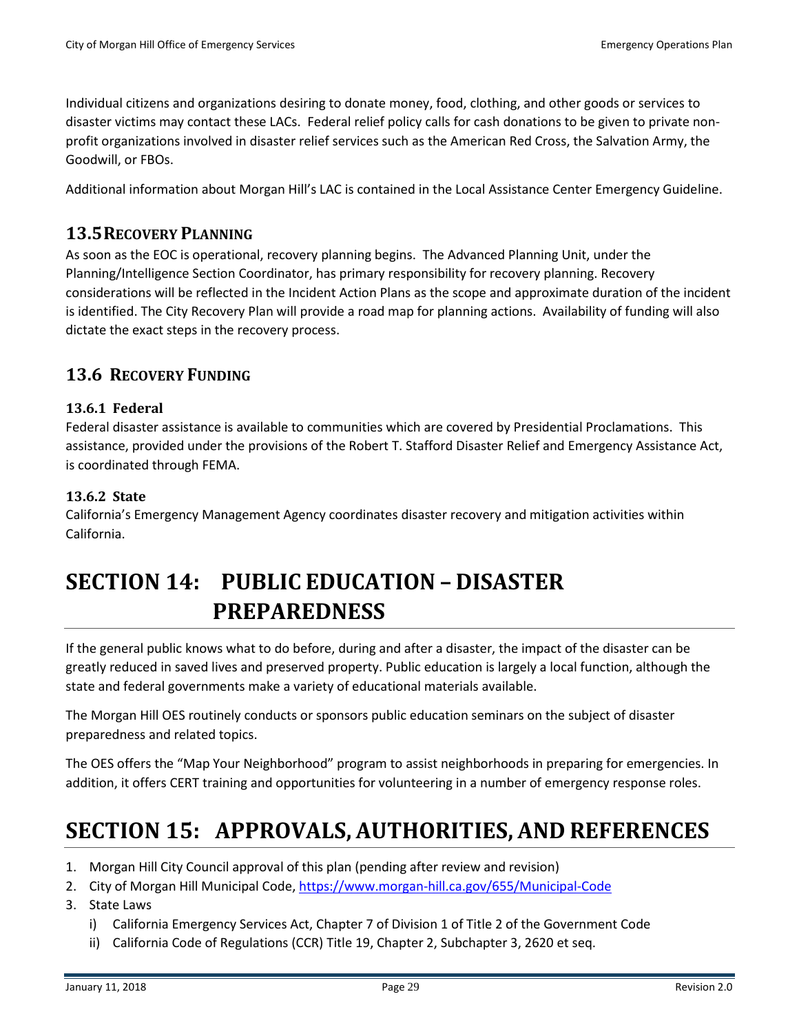Individual citizens and organizations desiring to donate money, food, clothing, and other goods or services to disaster victims may contact these LACs. Federal relief policy calls for cash donations to be given to private non-profit organizations involved in disaster relief services such as the American Red Cross, the Salvation Army, the Goodwill, or FBOs.

Additional information about Morgan Hill's LAC is contained in the Local Assistance Center Emergency Guideline.

## 13.5 Recovery Planning

As soon as the EOC is operational, recovery planning begins. The Advanced Planning Unit, under the Planning/Intelligence Section Coordinator, has primary responsibility for recovery planning. Recovery considerations will be reflected in the Incident Action Plans as the scope and approximate duration of the incident is identified. The City Recovery Plan will provide a road map for planning actions. Availability of funding will also dictate the exact steps in the recovery process.

## 13.6 Recovery Funding

### 13.6.1 Federal

Federal disaster assistance is available to communities which are covered by Presidential Proclamations. This assistance, provided under the provisions of the Robert T. Stafford Disaster Relief and Emergency Assistance Act, is coordinated through FEMA.

### 13.6.2 State

California's Emergency Management Agency coordinates disaster recovery and mitigation activities within California.

# SECTION 14: PUBLIC EDUCATION – DISASTER PREPAREDNESS

If the general public knows what to do before, during and after a disaster, the impact of the disaster can be greatly reduced in saved lives and preserved property. Public education is largely a local function, although the state and federal governments make a variety of educational materials available.

The Morgan Hill OES routinely conducts or sponsors public education seminars on the subject of disaster preparedness and related topics.

The OES offers the "Map Your Neighborhood" program to assist neighborhoods in preparing for emergencies. In addition, it offers CERT training and opportunities for volunteering in a number of emergency response roles.

# SECTION 15: APPROVALS, AUTHORITIES, AND REFERENCES

1. Morgan Hill City Council approval of this plan (pending after review and revision)
2. City of Morgan Hill Municipal Code, https://www.morgan-hill.ca.gov/655/Municipal-Code
3. State Laws
   i) California Emergency Services Act, Chapter 7 of Division 1 of Title 2 of the Government Code
   ii) California Code of Regulations (CCR) Title 19, Chapter 2, Subchapter 3, 2620 et seq.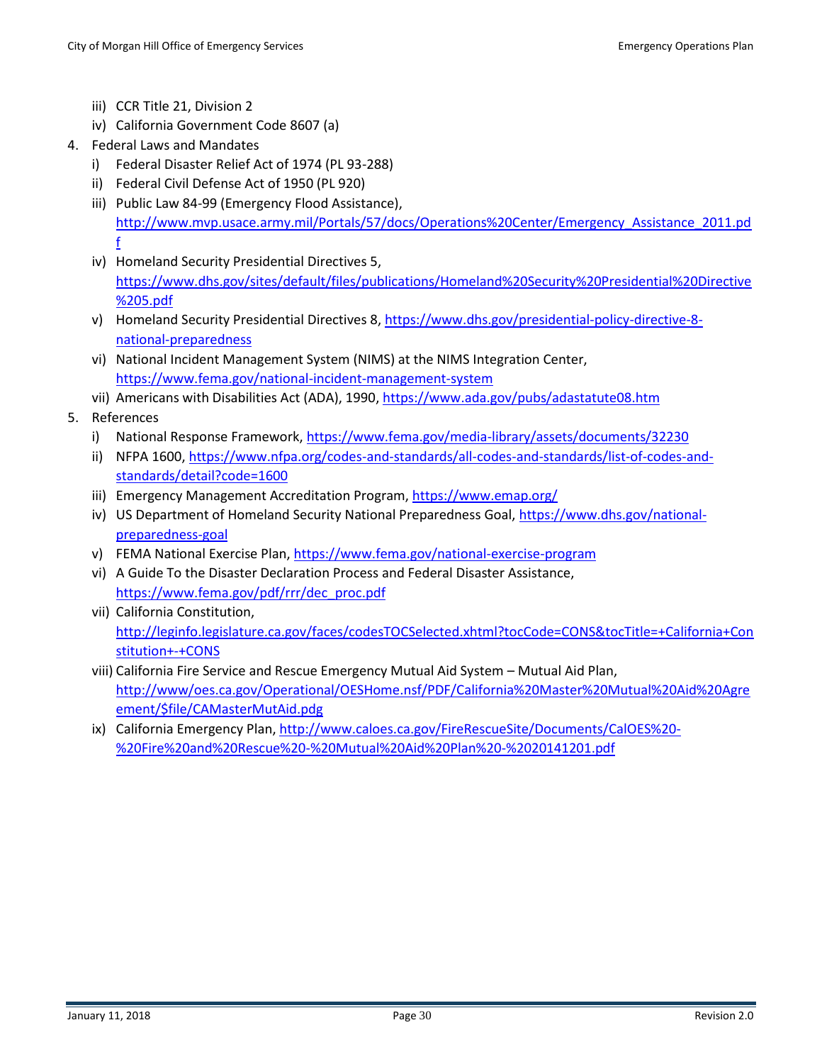iii) CCR Title 21, Division 2
iv) California Government Code 8607 (a)

4. Federal Laws and Mandates
   i) Federal Disaster Relief Act of 1974 (PL 93-288)
   ii) Federal Civil Defense Act of 1950 (PL 920)
   iii) Public Law 84-99 (Emergency Flood Assistance), http://www.mvp.usace.army.mil/Portals/57/docs/Operations%20Center/Emergency_Assistance_2011.pdf
   iv) Homeland Security Presidential Directives 5, https://www.dhs.gov/sites/default/files/publications/Homeland%20Security%20Presidential%20Directive%205.pdf
   v) Homeland Security Presidential Directives 8, https://www.dhs.gov/presidential-policy-directive-8-national-preparedness
   vi) National Incident Management System (NIMS) at the NIMS Integration Center, https://www.fema.gov/national-incident-management-system
   vii) Americans with Disabilities Act (ADA), 1990, https://www.ada.gov/pubs/adastatute08.htm

5. References
   i) National Response Framework, https://www.fema.gov/media-library/assets/documents/32230
   ii) NFPA 1600, https://www.nfpa.org/codes-and-standards/all-codes-and-standards/list-of-codes-and-standards/detail?code=1600
   iii) Emergency Management Accreditation Program, https://www.emap.org/
   iv) US Department of Homeland Security National Preparedness Goal, https://www.dhs.gov/national-preparedness-goal
   v) FEMA National Exercise Plan, https://www.fema.gov/national-exercise-program
   vi) A Guide To the Disaster Declaration Process and Federal Disaster Assistance, https://www.fema.gov/pdf/rrr/dec_proc.pdf
   vii) California Constitution, http://leginfo.legislature.ca.gov/faces/codesTOCSelected.xhtml?tocCode=CONS&tocTitle=+California+Constitution+-+CONS
   viii) California Fire Service and Rescue Emergency Mutual Aid System – Mutual Aid Plan, http://www/oes.ca.gov/Operational/OESHome.nsf/PDF/California%20Master%20Mutual%20Aid%20Agreement/$file/CAMasterMutAid.pdg
   ix) California Emergency Plan, http://www.caloes.ca.gov/FireRescueSite/Documents/CalOES%20-%20Fire%20and%20Rescue%20-%20Mutual%20Aid%20Plan%20-%2020141201.pdf